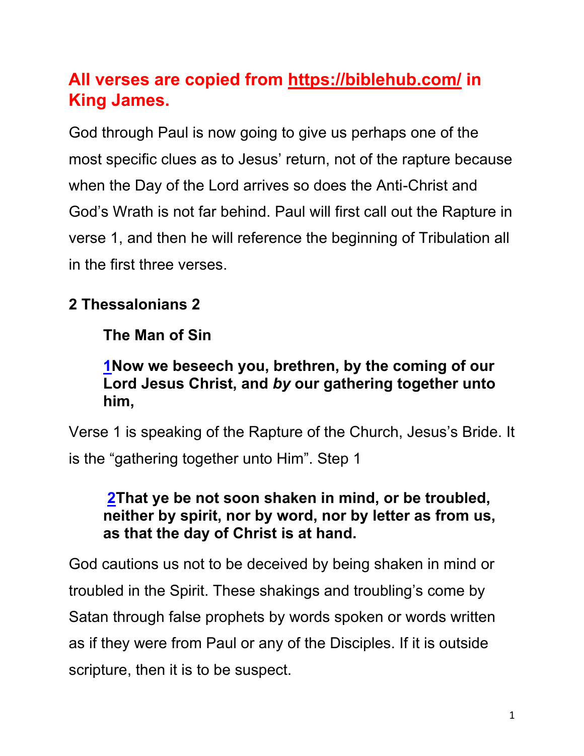**All verses are copied from https://biblehub.com/ in King James.**

God through Paul is now going to give us perhaps one of the most specific clues as to Jesus' return, not of the rapture because when the Day of the Lord arrives so does the Anti-Christ and God's Wrath is not far behind. Paul will first call out the Rapture in verse 1, and then he will reference the beginning of Tribulation all in the first three verses.

**2 Thessalonians 2**

> **The Man of Sin**
>
> **1Now we beseech you, brethren, by the coming of our Lord Jesus Christ, and *by* our gathering together unto him,**

Verse 1 is speaking of the Rapture of the Church, Jesus's Bride. It is the "gathering together unto Him". Step 1

> **2That ye be not soon shaken in mind, or be troubled, neither by spirit, nor by word, nor by letter as from us, as that the day of Christ is at hand.**

God cautions us not to be deceived by being shaken in mind or troubled in the Spirit. These shakings and troubling's come by Satan through false prophets by words spoken or words written as if they were from Paul or any of the Disciples. If it is outside scripture, then it is to be suspect.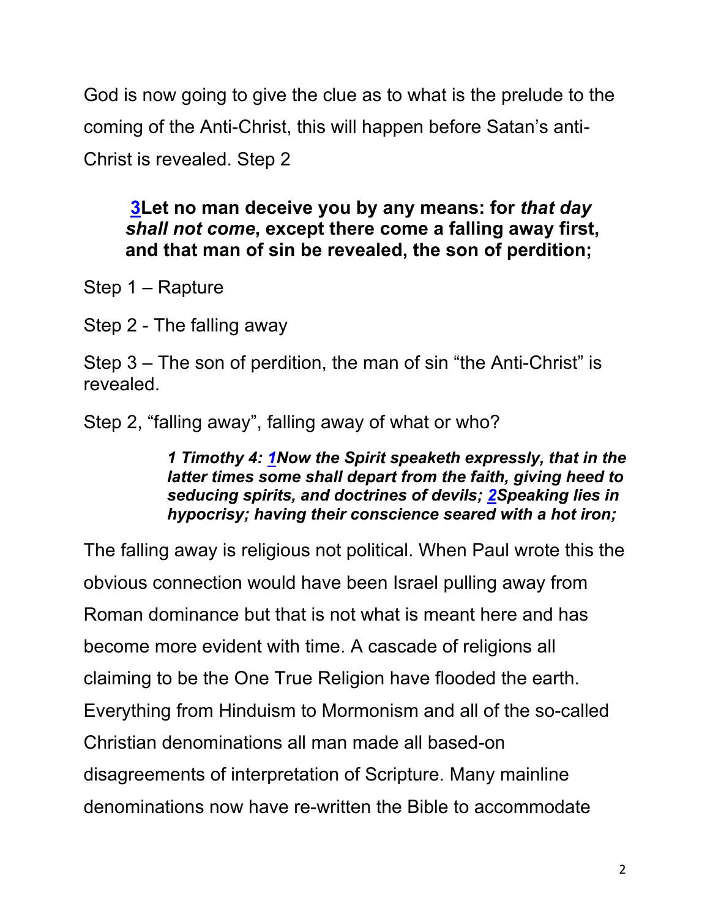God is now going to give the clue as to what is the prelude to the coming of the Anti-Christ, this will happen before Satan's anti-Christ is revealed. Step 2

> **3Let no man deceive you by any means: for *that day shall not come*, except there come a falling away first, and that man of sin be revealed, the son of perdition;**

Step 1 – Rapture

Step 2 - The falling away

Step 3 – The son of perdition, the man of sin "the Anti-Christ" is revealed.

Step 2, "falling away", falling away of what or who?

> ***1 Timothy 4: 1Now the Spirit speaketh expressly, that in the latter times some shall depart from the faith, giving heed to seducing spirits, and doctrines of devils; 2Speaking lies in hypocrisy; having their conscience seared with a hot iron;***

The falling away is religious not political. When Paul wrote this the obvious connection would have been Israel pulling away from Roman dominance but that is not what is meant here and has become more evident with time. A cascade of religions all claiming to be the One True Religion have flooded the earth. Everything from Hinduism to Mormonism and all of the so-called Christian denominations all man made all based-on disagreements of interpretation of Scripture. Many mainline denominations now have re-written the Bible to accommodate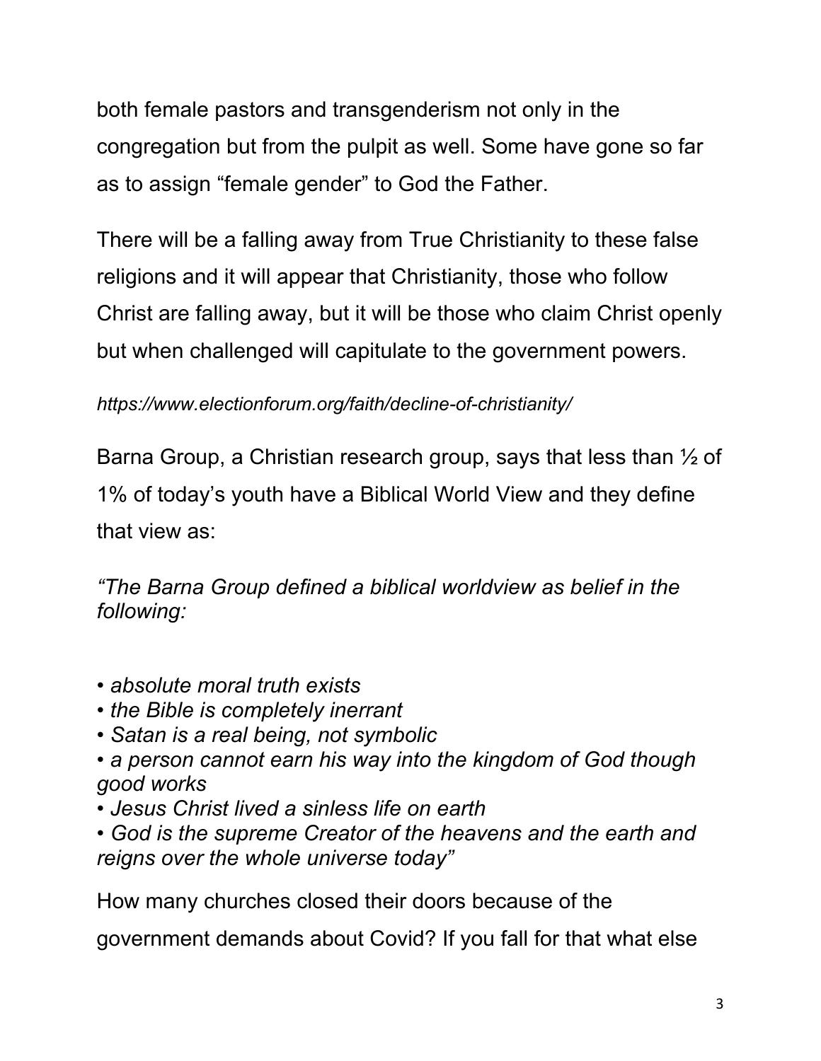both female pastors and transgenderism not only in the congregation but from the pulpit as well. Some have gone so far as to assign "female gender" to God the Father.

There will be a falling away from True Christianity to these false religions and it will appear that Christianity, those who follow Christ are falling away, but it will be those who claim Christ openly but when challenged will capitulate to the government powers.

*https://www.electionforum.org/faith/decline-of-christianity/*

Barna Group, a Christian research group, says that less than ½ of 1% of today's youth have a Biblical World View and they define that view as:

*"The Barna Group defined a biblical worldview as belief in the following:*

- *absolute moral truth exists*
- *the Bible is completely inerrant*
- *Satan is a real being, not symbolic*
- *a person cannot earn his way into the kingdom of God though good works*
- *Jesus Christ lived a sinless life on earth*
- *God is the supreme Creator of the heavens and the earth and reigns over the whole universe today"*

How many churches closed their doors because of the government demands about Covid? If you fall for that what else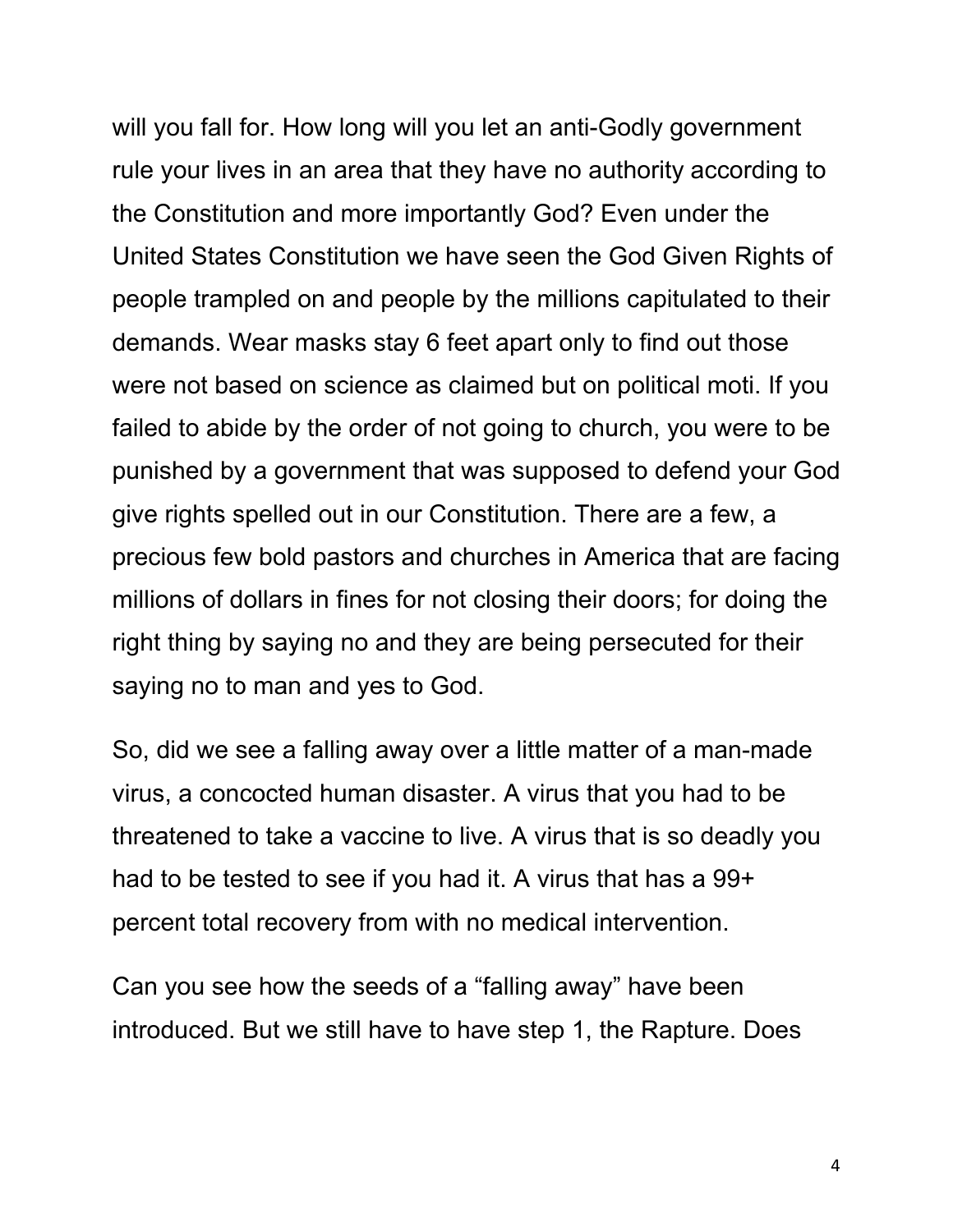will you fall for. How long will you let an anti-Godly government rule your lives in an area that they have no authority according to the Constitution and more importantly God? Even under the United States Constitution we have seen the God Given Rights of people trampled on and people by the millions capitulated to their demands. Wear masks stay 6 feet apart only to find out those were not based on science as claimed but on political moti. If you failed to abide by the order of not going to church, you were to be punished by a government that was supposed to defend your God give rights spelled out in our Constitution. There are a few, a precious few bold pastors and churches in America that are facing millions of dollars in fines for not closing their doors; for doing the right thing by saying no and they are being persecuted for their saying no to man and yes to God.

So, did we see a falling away over a little matter of a man-made virus, a concocted human disaster. A virus that you had to be threatened to take a vaccine to live. A virus that is so deadly you had to be tested to see if you had it. A virus that has a 99+ percent total recovery from with no medical intervention.

Can you see how the seeds of a "falling away" have been introduced. But we still have to have step 1, the Rapture. Does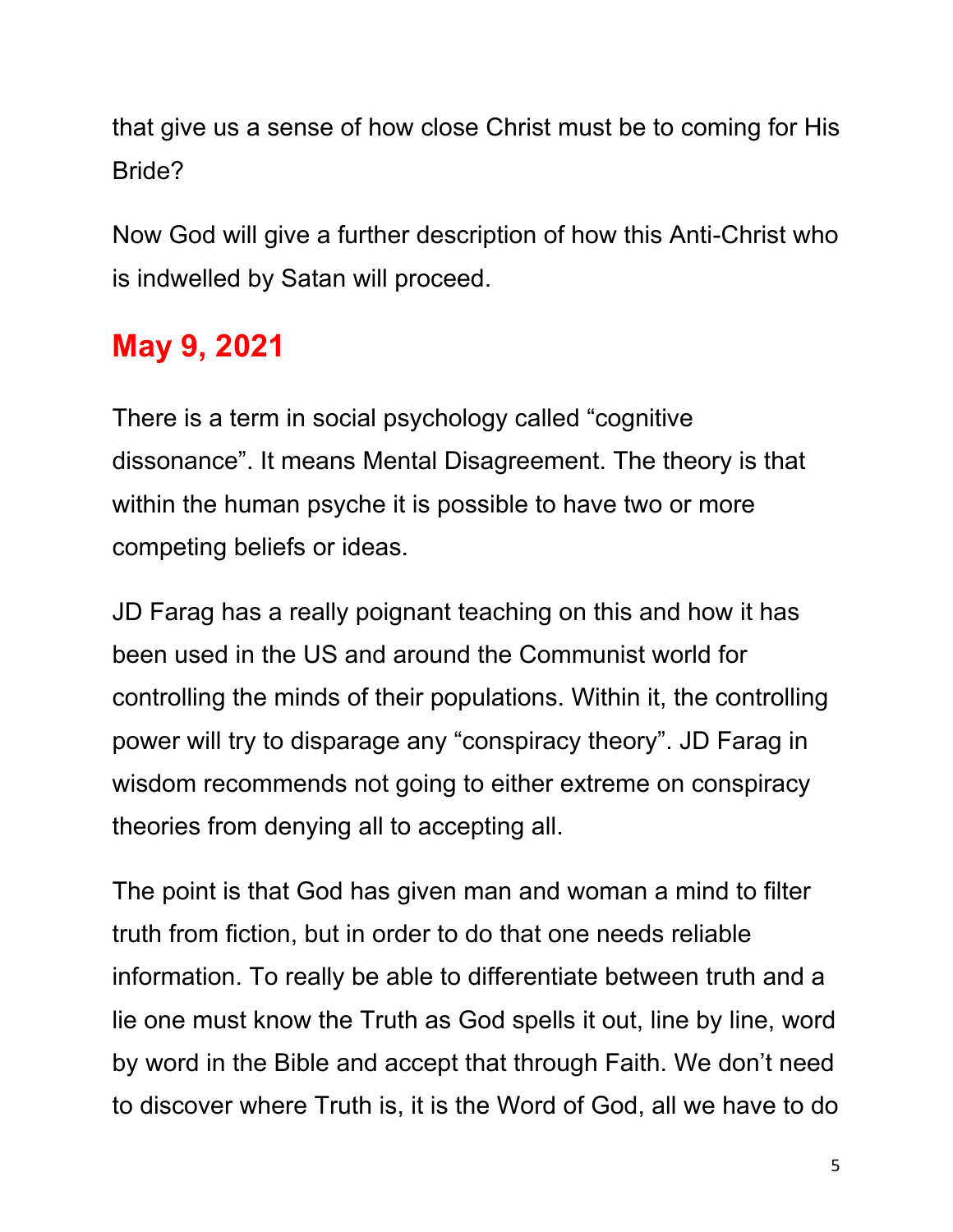that give us a sense of how close Christ must be to coming for His Bride?

Now God will give a further description of how this Anti-Christ who is indwelled by Satan will proceed.

## May 9, 2021

There is a term in social psychology called "cognitive dissonance". It means Mental Disagreement. The theory is that within the human psyche it is possible to have two or more competing beliefs or ideas.

JD Farag has a really poignant teaching on this and how it has been used in the US and around the Communist world for controlling the minds of their populations. Within it, the controlling power will try to disparage any "conspiracy theory". JD Farag in wisdom recommends not going to either extreme on conspiracy theories from denying all to accepting all.

The point is that God has given man and woman a mind to filter truth from fiction, but in order to do that one needs reliable information. To really be able to differentiate between truth and a lie one must know the Truth as God spells it out, line by line, word by word in the Bible and accept that through Faith. We don't need to discover where Truth is, it is the Word of God, all we have to do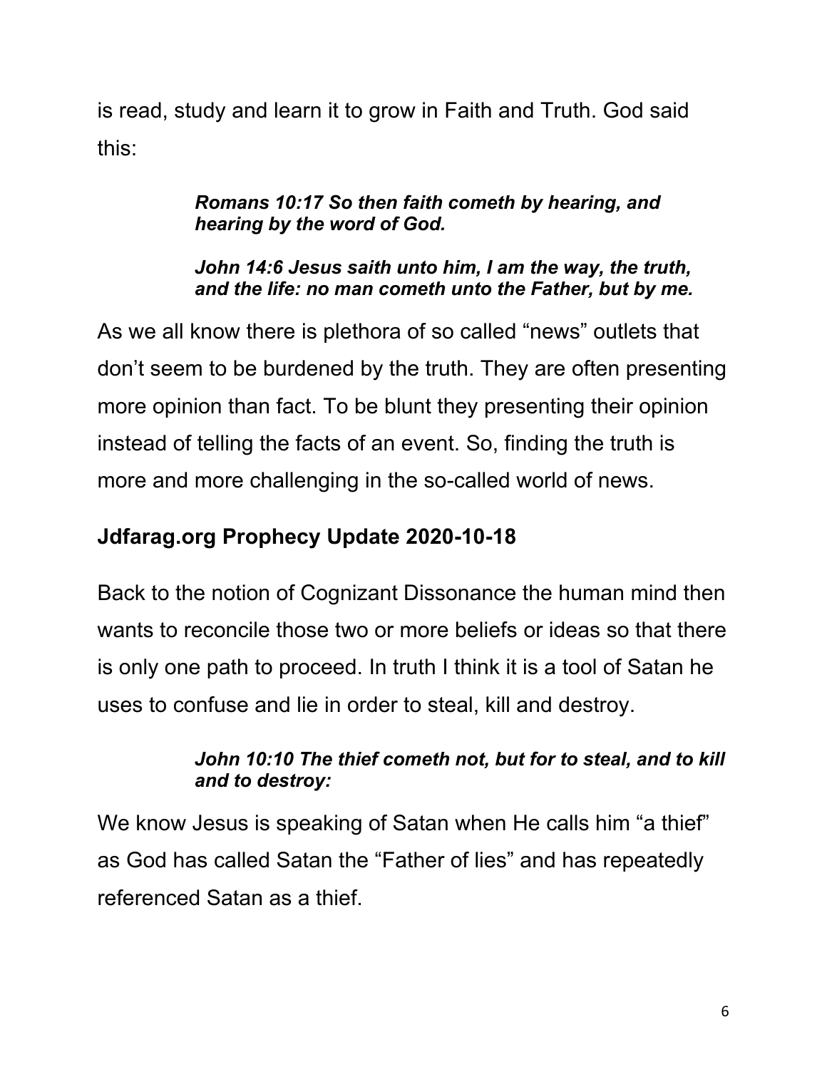is read, study and learn it to grow in Faith and Truth. God said this:

> ***Romans 10:17 So then faith cometh by hearing, and hearing by the word of God.***
>
> ***John 14:6 Jesus saith unto him, I am the way, the truth, and the life: no man cometh unto the Father, but by me.***

As we all know there is plethora of so called "news" outlets that don't seem to be burdened by the truth. They are often presenting more opinion than fact. To be blunt they presenting their opinion instead of telling the facts of an event. So, finding the truth is more and more challenging in the so-called world of news.

**Jdfarag.org Prophecy Update 2020-10-18**

Back to the notion of Cognizant Dissonance the human mind then wants to reconcile those two or more beliefs or ideas so that there is only one path to proceed. In truth I think it is a tool of Satan he uses to confuse and lie in order to steal, kill and destroy.

> ***John 10:10 The thief cometh not, but for to steal, and to kill and to destroy:***

We know Jesus is speaking of Satan when He calls him "a thief" as God has called Satan the "Father of lies" and has repeatedly referenced Satan as a thief.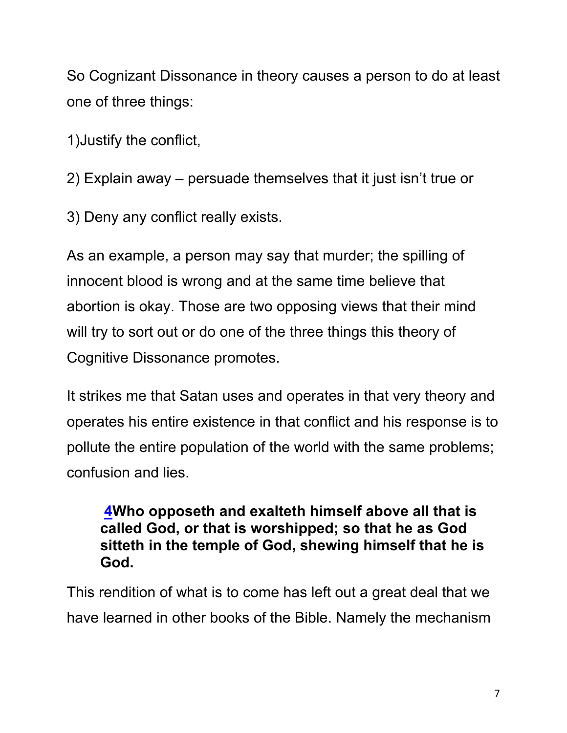So Cognizant Dissonance in theory causes a person to do at least one of three things:

1)Justify the conflict,

2) Explain away – persuade themselves that it just isn't true or

3) Deny any conflict really exists.

As an example, a person may say that murder; the spilling of innocent blood is wrong and at the same time believe that abortion is okay. Those are two opposing views that their mind will try to sort out or do one of the three things this theory of Cognitive Dissonance promotes.

It strikes me that Satan uses and operates in that very theory and operates his entire existence in that conflict and his response is to pollute the entire population of the world with the same problems; confusion and lies.

> **4Who opposeth and exalteth himself above all that is called God, or that is worshipped; so that he as God sitteth in the temple of God, shewing himself that he is God.**

This rendition of what is to come has left out a great deal that we have learned in other books of the Bible. Namely the mechanism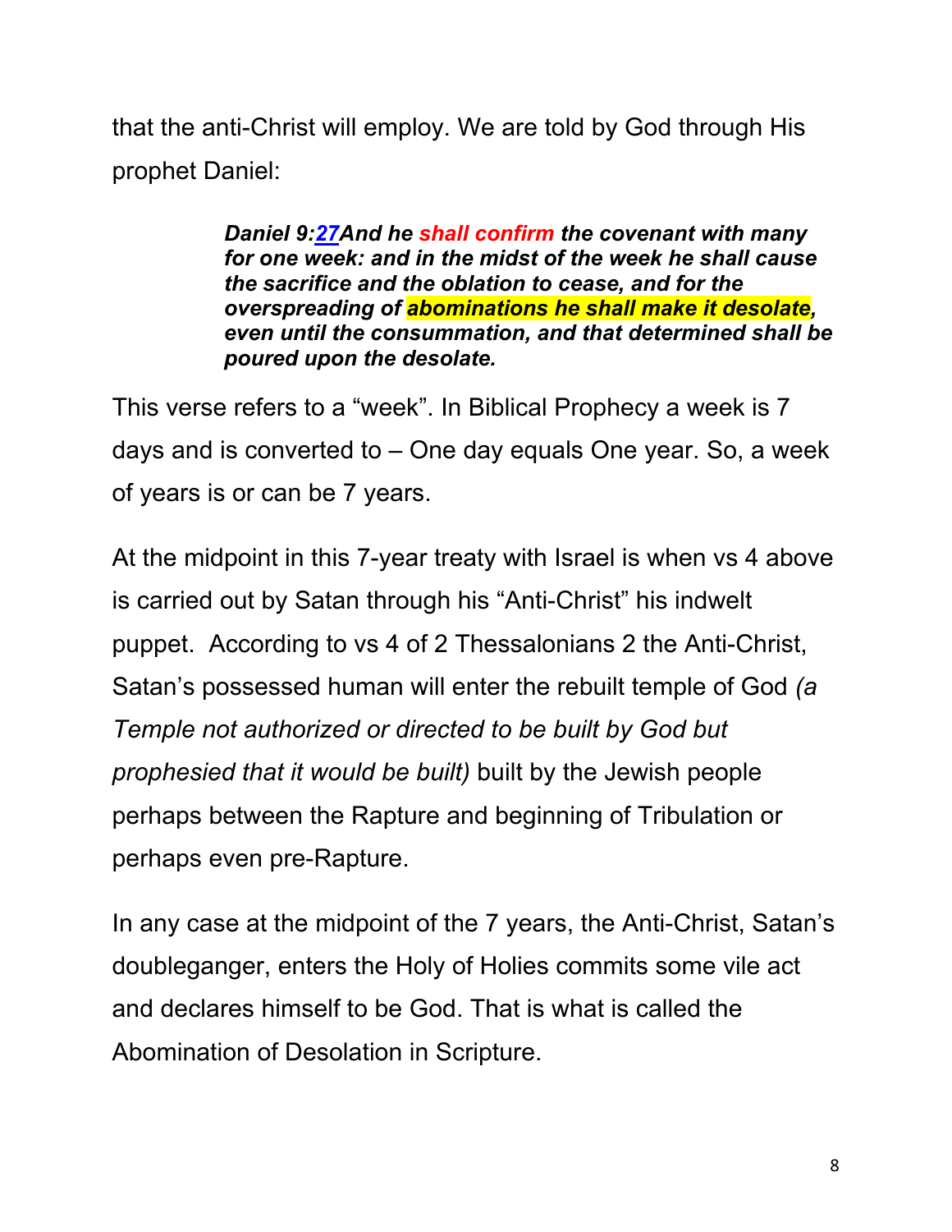that the anti-Christ will employ. We are told by God through His prophet Daniel:

> ***Daniel 9:27And he shall confirm the covenant with many for one week: and in the midst of the week he shall cause the sacrifice and the oblation to cease, and for the overspreading of abominations he shall make it desolate, even until the consummation, and that determined shall be poured upon the desolate.***

This verse refers to a “week”. In Biblical Prophecy a week is 7 days and is converted to – One day equals One year. So, a week of years is or can be 7 years.

At the midpoint in this 7-year treaty with Israel is when vs 4 above is carried out by Satan through his “Anti-Christ” his indwelt puppet. According to vs 4 of 2 Thessalonians 2 the Anti-Christ, Satan’s possessed human will enter the rebuilt temple of God *(a Temple not authorized or directed to be built by God but prophesied that it would be built)* built by the Jewish people perhaps between the Rapture and beginning of Tribulation or perhaps even pre-Rapture.

In any case at the midpoint of the 7 years, the Anti-Christ, Satan’s doubleganger, enters the Holy of Holies commits some vile act and declares himself to be God. That is what is called the Abomination of Desolation in Scripture.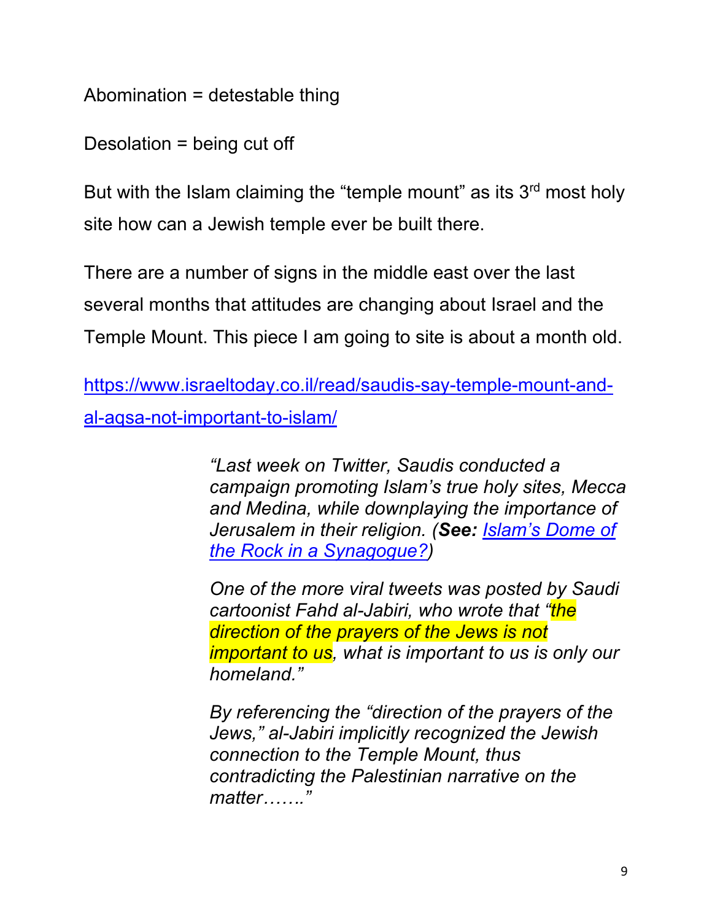Abomination = detestable thing

Desolation = being cut off

But with the Islam claiming the "temple mount" as its 3rd most holy site how can a Jewish temple ever be built there.

There are a number of signs in the middle east over the last several months that attitudes are changing about Israel and the Temple Mount. This piece I am going to site is about a month old.

https://www.israeltoday.co.il/read/saudis-say-temple-mount-and-al-aqsa-not-important-to-islam/

> *"Last week on Twitter, Saudis conducted a campaign promoting Islam's true holy sites, Mecca and Medina, while downplaying the importance of Jerusalem in their religion. (**See:** Islam's Dome of the Rock in a Synagogue?)*
>
> *One of the more viral tweets was posted by Saudi cartoonist Fahd al-Jabiri, who wrote that "the direction of the prayers of the Jews is not important to us, what is important to us is only our homeland."*
>
> *By referencing the "direction of the prayers of the Jews," al-Jabiri implicitly recognized the Jewish connection to the Temple Mount, thus contradicting the Palestinian narrative on the matter……."*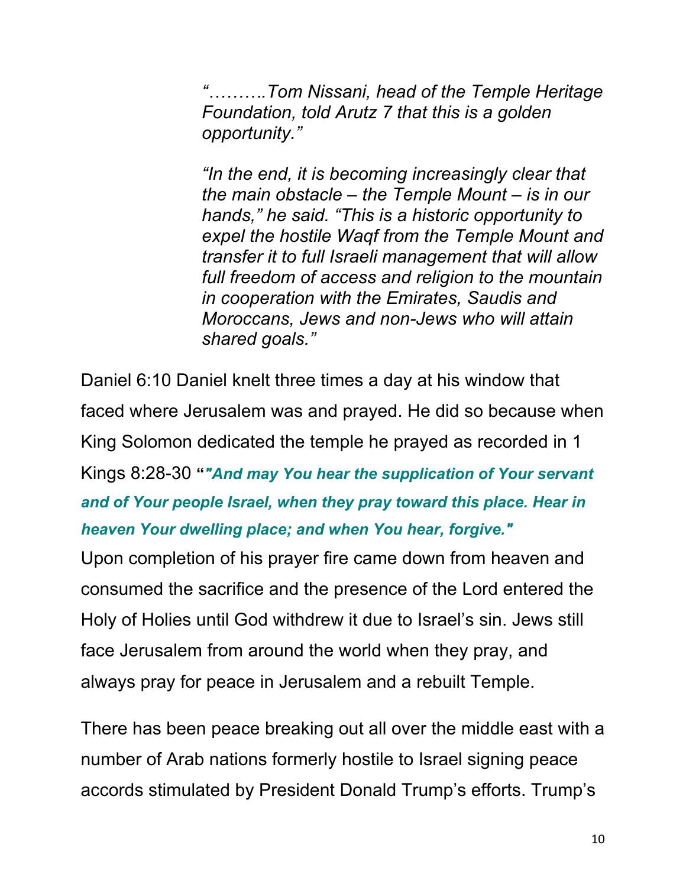*"……….Tom Nissani, head of the Temple Heritage Foundation, told Arutz 7 that this is a golden opportunity."*

*"In the end, it is becoming increasingly clear that the main obstacle – the Temple Mount – is in our hands," he said. "This is a historic opportunity to expel the hostile Waqf from the Temple Mount and transfer it to full Israeli management that will allow full freedom of access and religion to the mountain in cooperation with the Emirates, Saudis and Moroccans, Jews and non-Jews who will attain shared goals."*

Daniel 6:10 Daniel knelt three times a day at his window that faced where Jerusalem was and prayed. He did so because when King Solomon dedicated the temple he prayed as recorded in 1 Kings 8:28-30 "***"And may You hear the supplication of Your servant and of Your people Israel, when they pray toward this place. Hear in heaven Your dwelling place; and when You hear, forgive."***

Upon completion of his prayer fire came down from heaven and consumed the sacrifice and the presence of the Lord entered the Holy of Holies until God withdrew it due to Israel's sin. Jews still face Jerusalem from around the world when they pray, and always pray for peace in Jerusalem and a rebuilt Temple.

There has been peace breaking out all over the middle east with a number of Arab nations formerly hostile to Israel signing peace accords stimulated by President Donald Trump's efforts. Trump's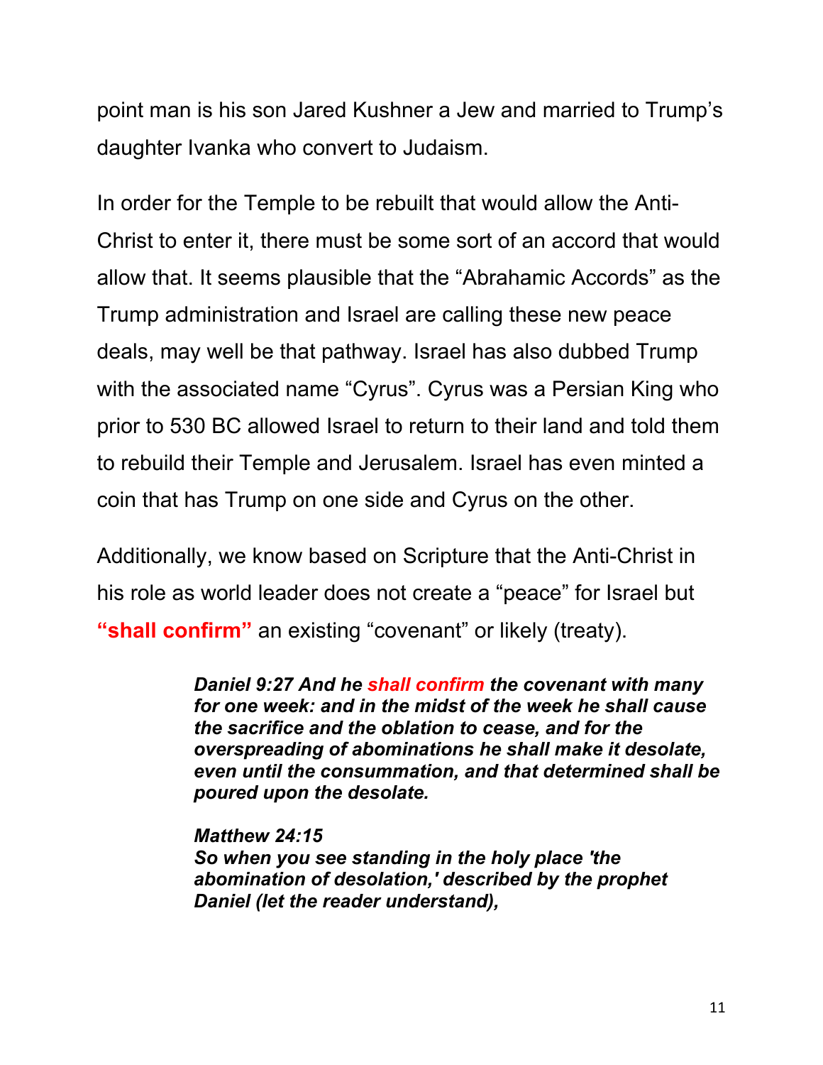point man is his son Jared Kushner a Jew and married to Trump's daughter Ivanka who convert to Judaism.

In order for the Temple to be rebuilt that would allow the Anti-Christ to enter it, there must be some sort of an accord that would allow that. It seems plausible that the "Abrahamic Accords" as the Trump administration and Israel are calling these new peace deals, may well be that pathway. Israel has also dubbed Trump with the associated name "Cyrus". Cyrus was a Persian King who prior to 530 BC allowed Israel to return to their land and told them to rebuild their Temple and Jerusalem. Israel has even minted a coin that has Trump on one side and Cyrus on the other.

Additionally, we know based on Scripture that the Anti-Christ in his role as world leader does not create a "peace" for Israel but **"shall confirm"** an existing "covenant" or likely (treaty).

> ***Daniel 9:27 And he shall confirm the covenant with many for one week: and in the midst of the week he shall cause the sacrifice and the oblation to cease, and for the overspreading of abominations he shall make it desolate, even until the consummation, and that determined shall be poured upon the desolate.***
>
> ***Matthew 24:15***
> ***So when you see standing in the holy place 'the abomination of desolation,' described by the prophet Daniel (let the reader understand),***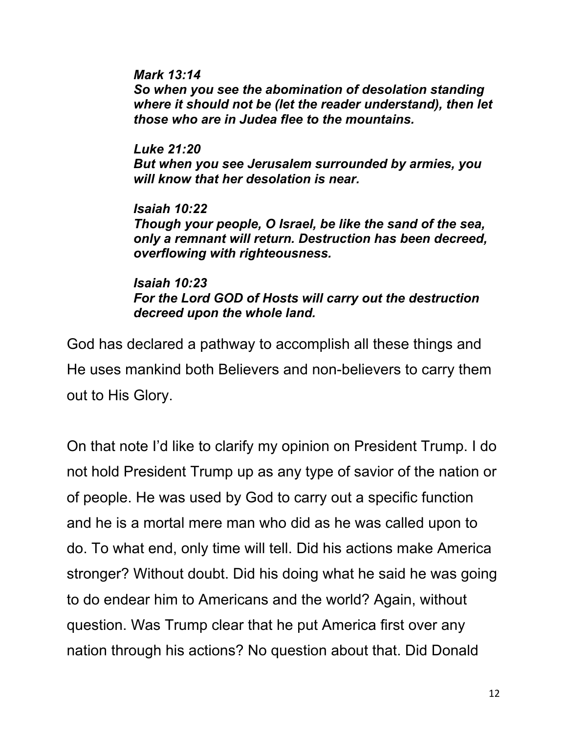***Mark 13:14***
***So when you see the abomination of desolation standing where it should not be (let the reader understand), then let those who are in Judea flee to the mountains.***

***Luke 21:20***
***But when you see Jerusalem surrounded by armies, you will know that her desolation is near.***

***Isaiah 10:22***
***Though your people, O Israel, be like the sand of the sea, only a remnant will return. Destruction has been decreed, overflowing with righteousness.***

***Isaiah 10:23***
***For the Lord GOD of Hosts will carry out the destruction decreed upon the whole land.***

God has declared a pathway to accomplish all these things and He uses mankind both Believers and non-believers to carry them out to His Glory.

On that note I'd like to clarify my opinion on President Trump. I do not hold President Trump up as any type of savior of the nation or of people. He was used by God to carry out a specific function and he is a mortal mere man who did as he was called upon to do. To what end, only time will tell. Did his actions make America stronger? Without doubt. Did his doing what he said he was going to do endear him to Americans and the world? Again, without question. Was Trump clear that he put America first over any nation through his actions? No question about that. Did Donald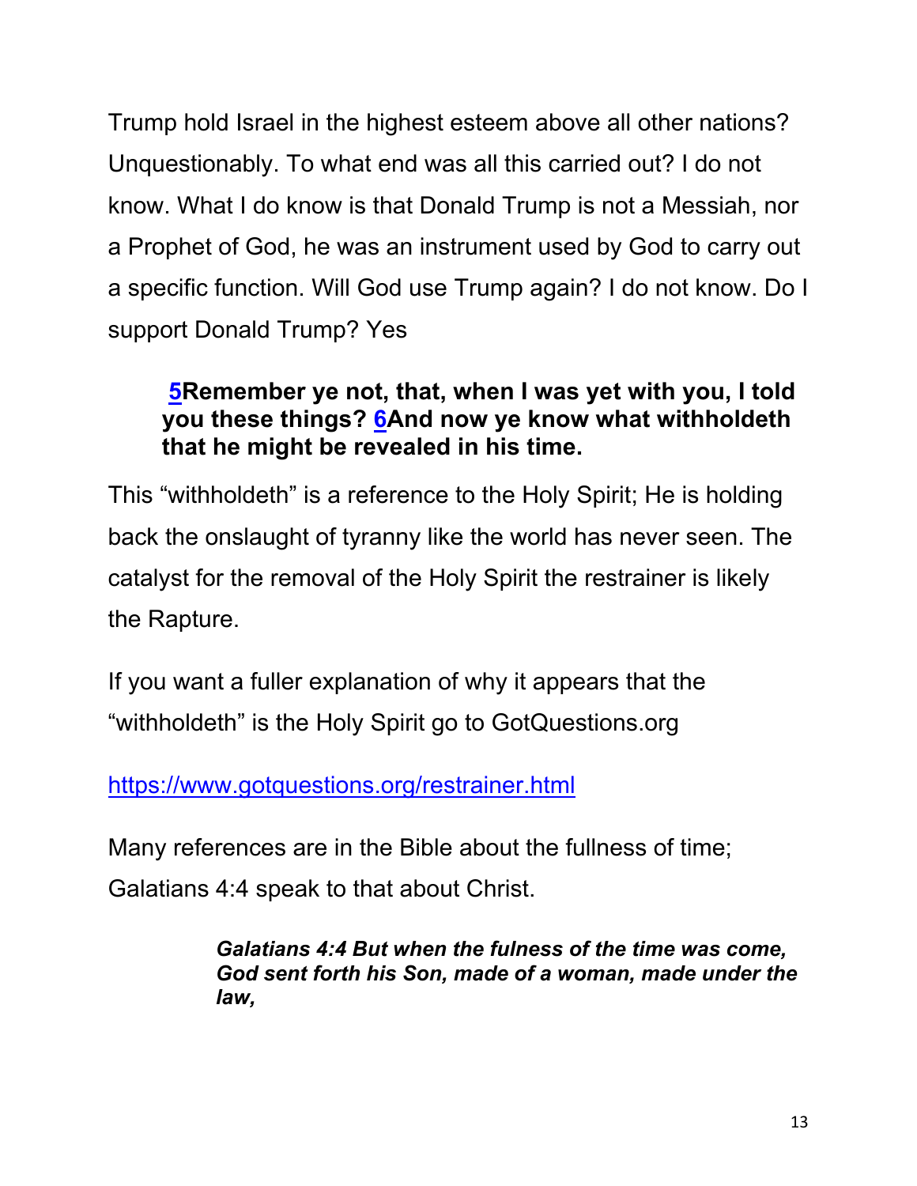Trump hold Israel in the highest esteem above all other nations? Unquestionably. To what end was all this carried out? I do not know. What I do know is that Donald Trump is not a Messiah, nor a Prophet of God, he was an instrument used by God to carry out a specific function. Will God use Trump again? I do not know. Do I support Donald Trump? Yes

> **5Remember ye not, that, when I was yet with you, I told you these things? 6And now ye know what withholdeth that he might be revealed in his time.**

This "withholdeth" is a reference to the Holy Spirit; He is holding back the onslaught of tyranny like the world has never seen. The catalyst for the removal of the Holy Spirit the restrainer is likely the Rapture.

If you want a fuller explanation of why it appears that the "withholdeth" is the Holy Spirit go to GotQuestions.org

https://www.gotquestions.org/restrainer.html

Many references are in the Bible about the fullness of time; Galatians 4:4 speak to that about Christ.

> ***Galatians 4:4 But when the fulness of the time was come, God sent forth his Son, made of a woman, made under the law,***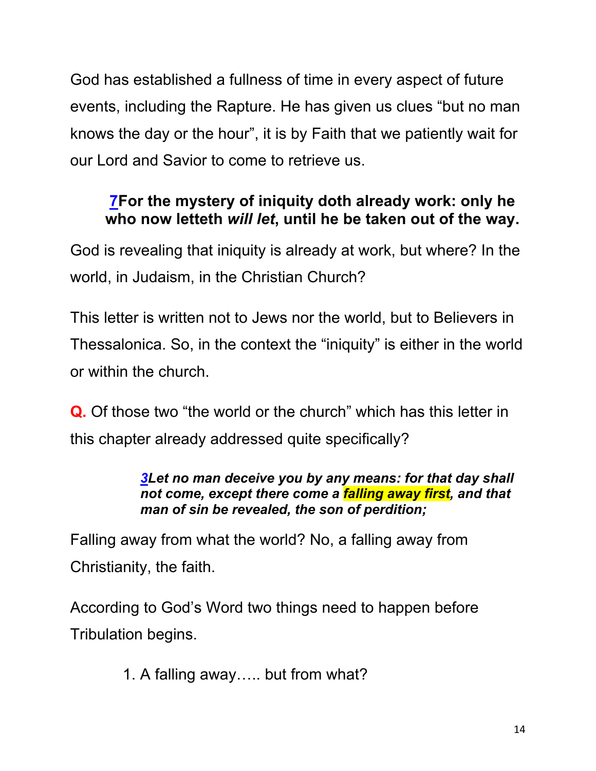God has established a fullness of time in every aspect of future events, including the Rapture. He has given us clues "but no man knows the day or the hour", it is by Faith that we patiently wait for our Lord and Savior to come to retrieve us.

> **7For the mystery of iniquity doth already work: only he who now letteth *will let*, until he be taken out of the way.**

God is revealing that iniquity is already at work, but where? In the world, in Judaism, in the Christian Church?

This letter is written not to Jews nor the world, but to Believers in Thessalonica. So, in the context the "iniquity" is either in the world or within the church.

**Q.** Of those two "the world or the church" which has this letter in this chapter already addressed quite specifically?

> ***3Let no man deceive you by any means: for that day shall not come, except there come a falling away first, and that man of sin be revealed, the son of perdition;***

Falling away from what the world? No, a falling away from Christianity, the faith.

According to God's Word two things need to happen before Tribulation begins.

1. A falling away….. but from what?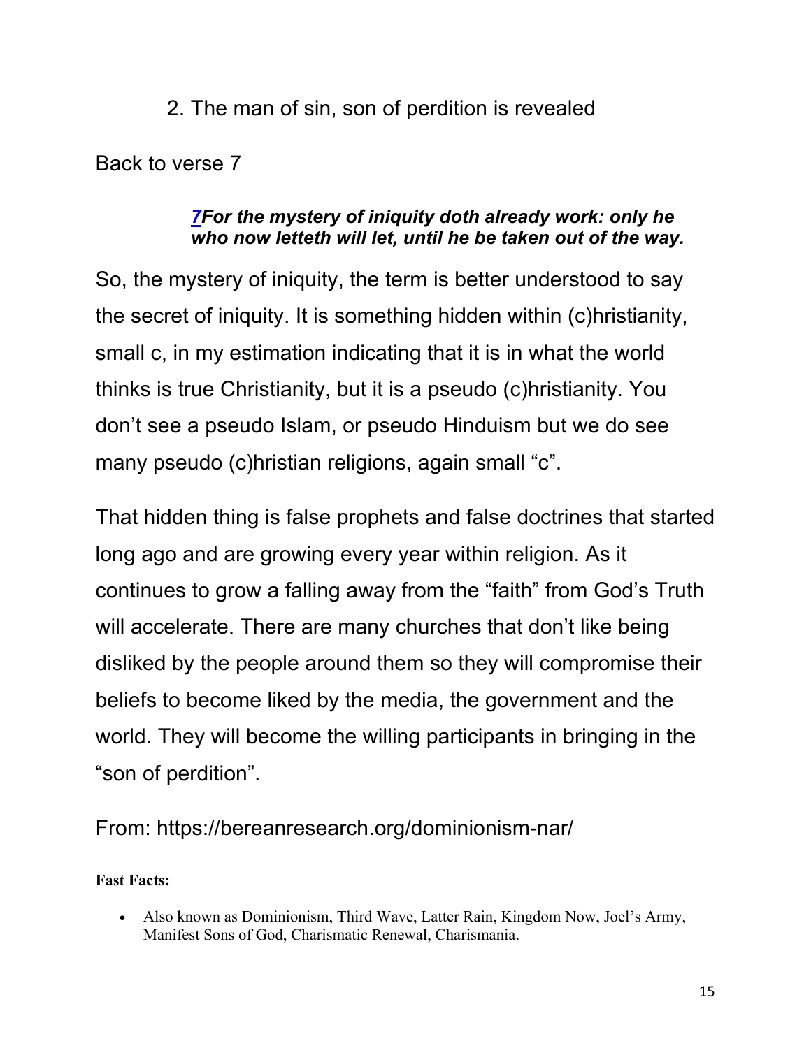2. The man of sin, son of perdition is revealed

Back to verse 7

> ***[7](#)For the mystery of iniquity doth already work: only he who now letteth will let, until he be taken out of the way.***

So, the mystery of iniquity, the term is better understood to say the secret of iniquity. It is something hidden within (c)hristianity, small c, in my estimation indicating that it is in what the world thinks is true Christianity, but it is a pseudo (c)hristianity. You don't see a pseudo Islam, or pseudo Hinduism but we do see many pseudo (c)hristian religions, again small "c".

That hidden thing is false prophets and false doctrines that started long ago and are growing every year within religion. As it continues to grow a falling away from the "faith" from God's Truth will accelerate. There are many churches that don't like being disliked by the people around them so they will compromise their beliefs to become liked by the media, the government and the world. They will become the willing participants in bringing in the "son of perdition".

From: https://bereanresearch.org/dominionism-nar/

**Fast Facts:**

- Also known as Dominionism, Third Wave, Latter Rain, Kingdom Now, Joel's Army, Manifest Sons of God, Charismatic Renewal, Charismania.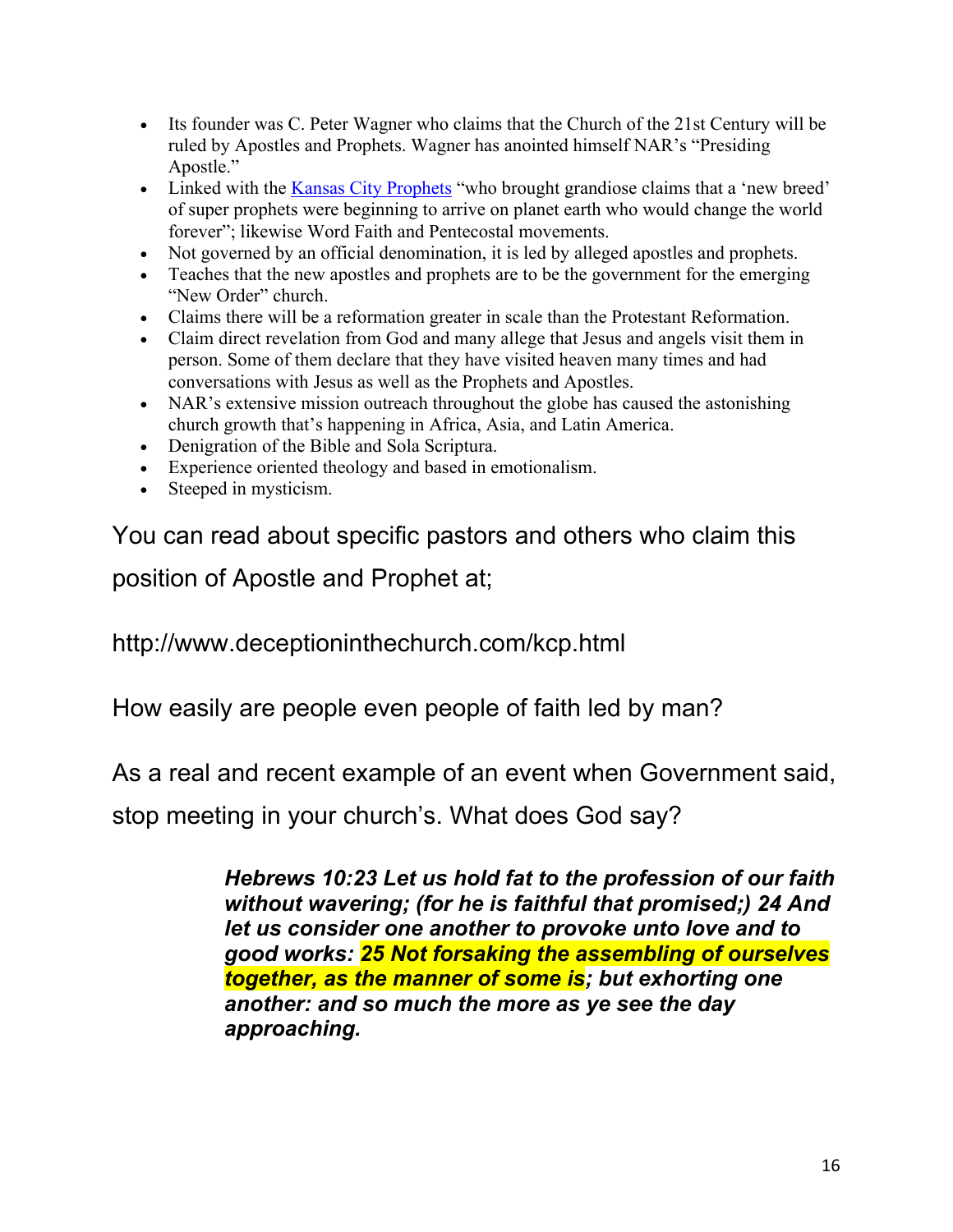- Its founder was C. Peter Wagner who claims that the Church of the 21st Century will be ruled by Apostles and Prophets. Wagner has anointed himself NAR's "Presiding Apostle."
- Linked with the Kansas City Prophets "who brought grandiose claims that a 'new breed' of super prophets were beginning to arrive on planet earth who would change the world forever"; likewise Word Faith and Pentecostal movements.
- Not governed by an official denomination, it is led by alleged apostles and prophets.
- Teaches that the new apostles and prophets are to be the government for the emerging "New Order" church.
- Claims there will be a reformation greater in scale than the Protestant Reformation.
- Claim direct revelation from God and many allege that Jesus and angels visit them in person. Some of them declare that they have visited heaven many times and had conversations with Jesus as well as the Prophets and Apostles.
- NAR's extensive mission outreach throughout the globe has caused the astonishing church growth that's happening in Africa, Asia, and Latin America.
- Denigration of the Bible and Sola Scriptura.
- Experience oriented theology and based in emotionalism.
- Steeped in mysticism.

You can read about specific pastors and others who claim this position of Apostle and Prophet at;

http://www.deceptioninthechurch.com/kcp.html

How easily are people even people of faith led by man?

As a real and recent example of an event when Government said, stop meeting in your church's. What does God say?

> ***Hebrews 10:23 Let us hold fat to the profession of our faith without wavering; (for he is faithful that promised;) 24 And let us consider one another to provoke unto love and to good works: 25 Not forsaking the assembling of ourselves together, as the manner of some is; but exhorting one another: and so much the more as ye see the day approaching.***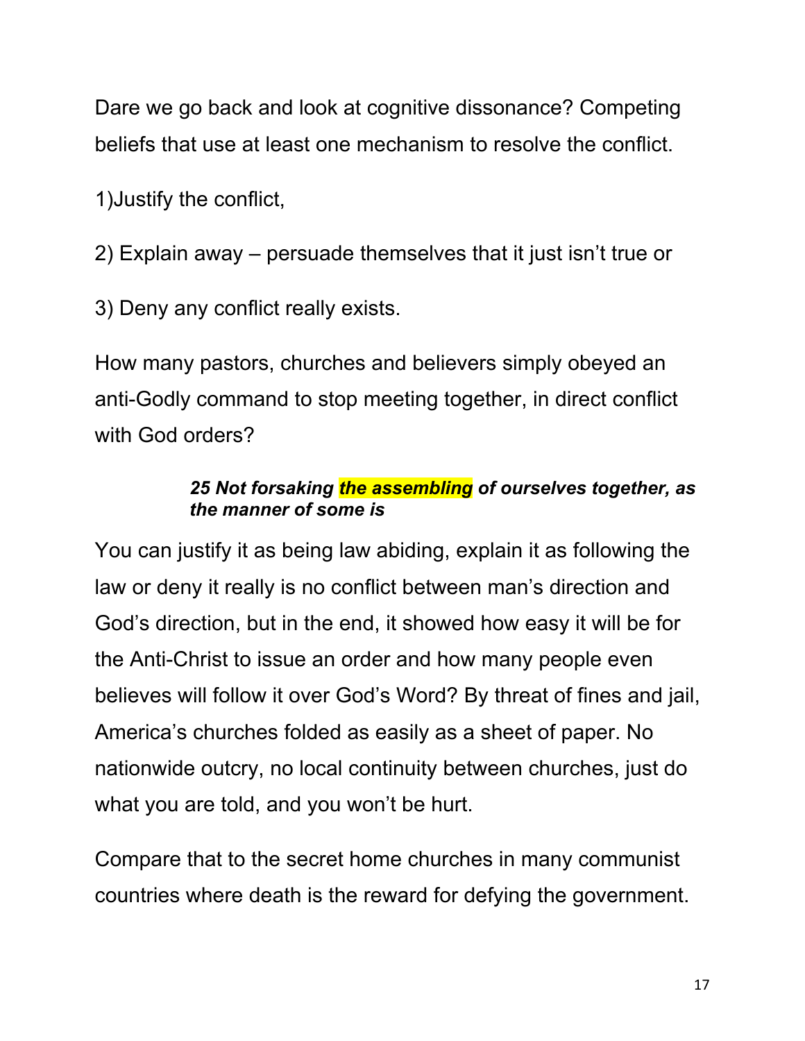Dare we go back and look at cognitive dissonance? Competing beliefs that use at least one mechanism to resolve the conflict.

1)Justify the conflict,

2) Explain away – persuade themselves that it just isn't true or

3) Deny any conflict really exists.

How many pastors, churches and believers simply obeyed an anti-Godly command to stop meeting together, in direct conflict with God orders?

> ***25 Not forsaking <u>the assembling</u> of ourselves together, as the manner of some is***

You can justify it as being law abiding, explain it as following the law or deny it really is no conflict between man's direction and God's direction, but in the end, it showed how easy it will be for the Anti-Christ to issue an order and how many people even believes will follow it over God's Word? By threat of fines and jail, America's churches folded as easily as a sheet of paper. No nationwide outcry, no local continuity between churches, just do what you are told, and you won't be hurt.

Compare that to the secret home churches in many communist countries where death is the reward for defying the government.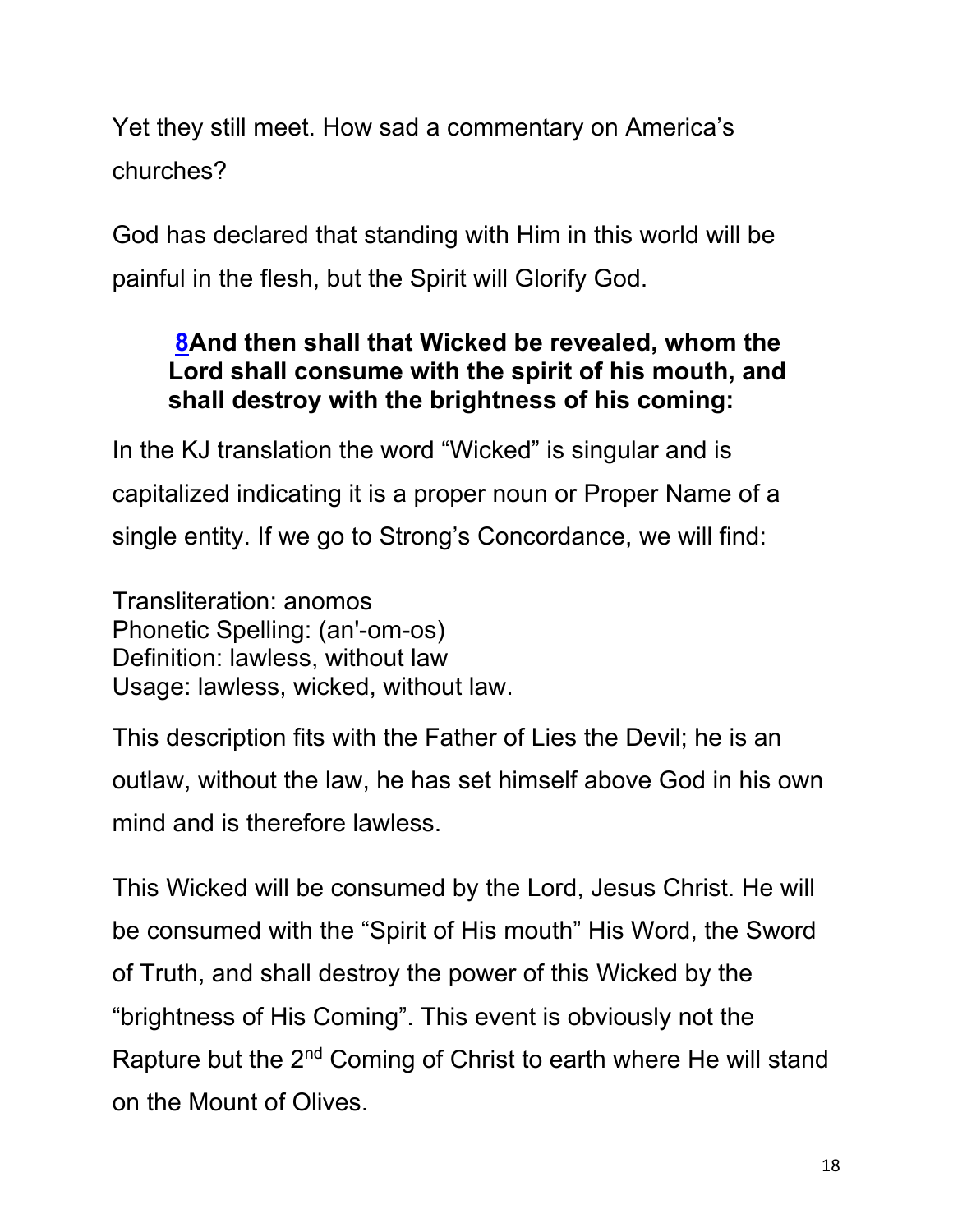Yet they still meet. How sad a commentary on America's churches?

God has declared that standing with Him in this world will be painful in the flesh, but the Spirit will Glorify God.

> **8And then shall that Wicked be revealed, whom the Lord shall consume with the spirit of his mouth, and shall destroy with the brightness of his coming:**

In the KJ translation the word "Wicked" is singular and is capitalized indicating it is a proper noun or Proper Name of a single entity. If we go to Strong's Concordance, we will find:

Transliteration: anomos
Phonetic Spelling: (an'-om-os)
Definition: lawless, without law
Usage: lawless, wicked, without law.

This description fits with the Father of Lies the Devil; he is an outlaw, without the law, he has set himself above God in his own mind and is therefore lawless.

This Wicked will be consumed by the Lord, Jesus Christ. He will be consumed with the "Spirit of His mouth" His Word, the Sword of Truth, and shall destroy the power of this Wicked by the "brightness of His Coming". This event is obviously not the Rapture but the 2nd Coming of Christ to earth where He will stand on the Mount of Olives.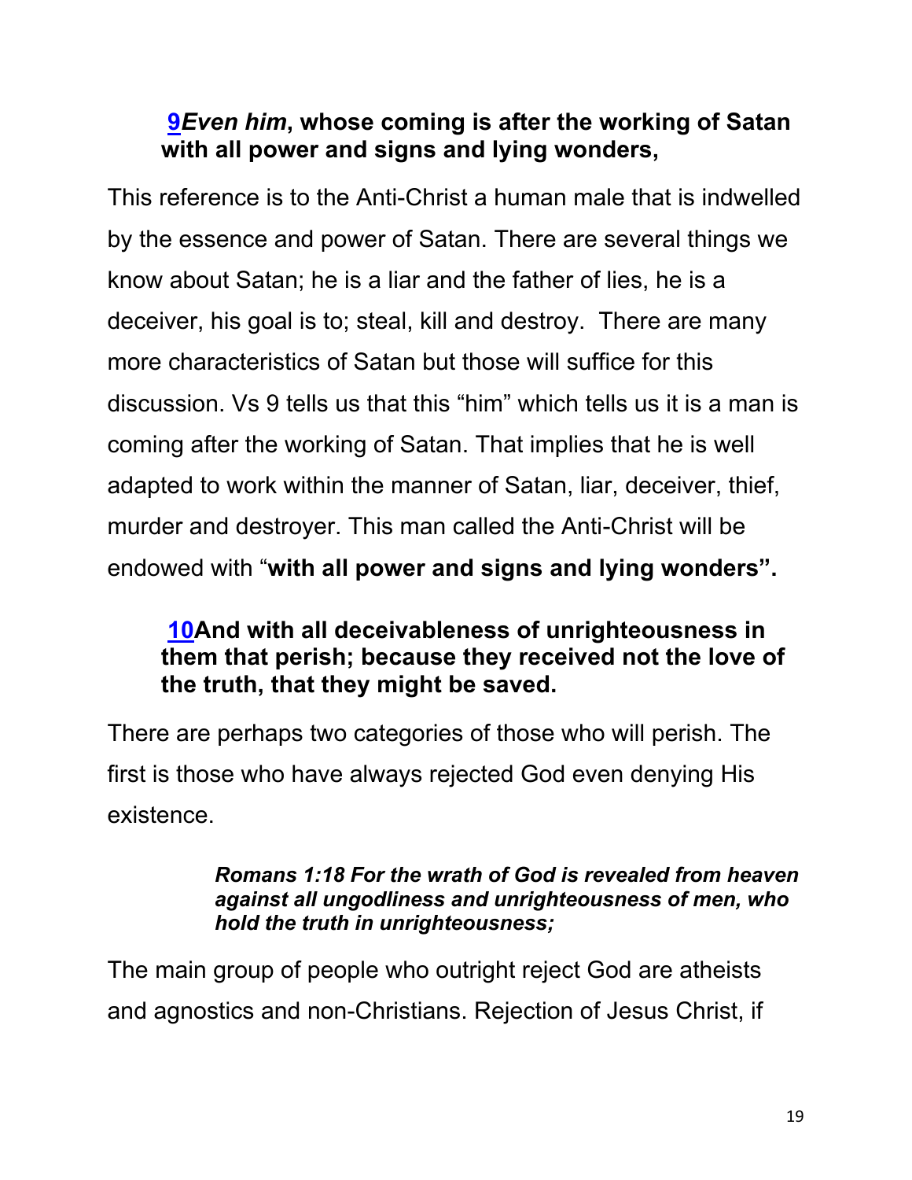**9*Even him*, whose coming is after the working of Satan with all power and signs and lying wonders,**

This reference is to the Anti-Christ a human male that is indwelled by the essence and power of Satan. There are several things we know about Satan; he is a liar and the father of lies, he is a deceiver, his goal is to; steal, kill and destroy. There are many more characteristics of Satan but those will suffice for this discussion. Vs 9 tells us that this "him" which tells us it is a man is coming after the working of Satan. That implies that he is well adapted to work within the manner of Satan, liar, deceiver, thief, murder and destroyer. This man called the Anti-Christ will be endowed with "**with all power and signs and lying wonders".**

**10And with all deceivableness of unrighteousness in them that perish; because they received not the love of the truth, that they might be saved.**

There are perhaps two categories of those who will perish. The first is those who have always rejected God even denying His existence.

> ***Romans 1:18 For the wrath of God is revealed from heaven against all ungodliness and unrighteousness of men, who hold the truth in unrighteousness;***

The main group of people who outright reject God are atheists and agnostics and non-Christians. Rejection of Jesus Christ, if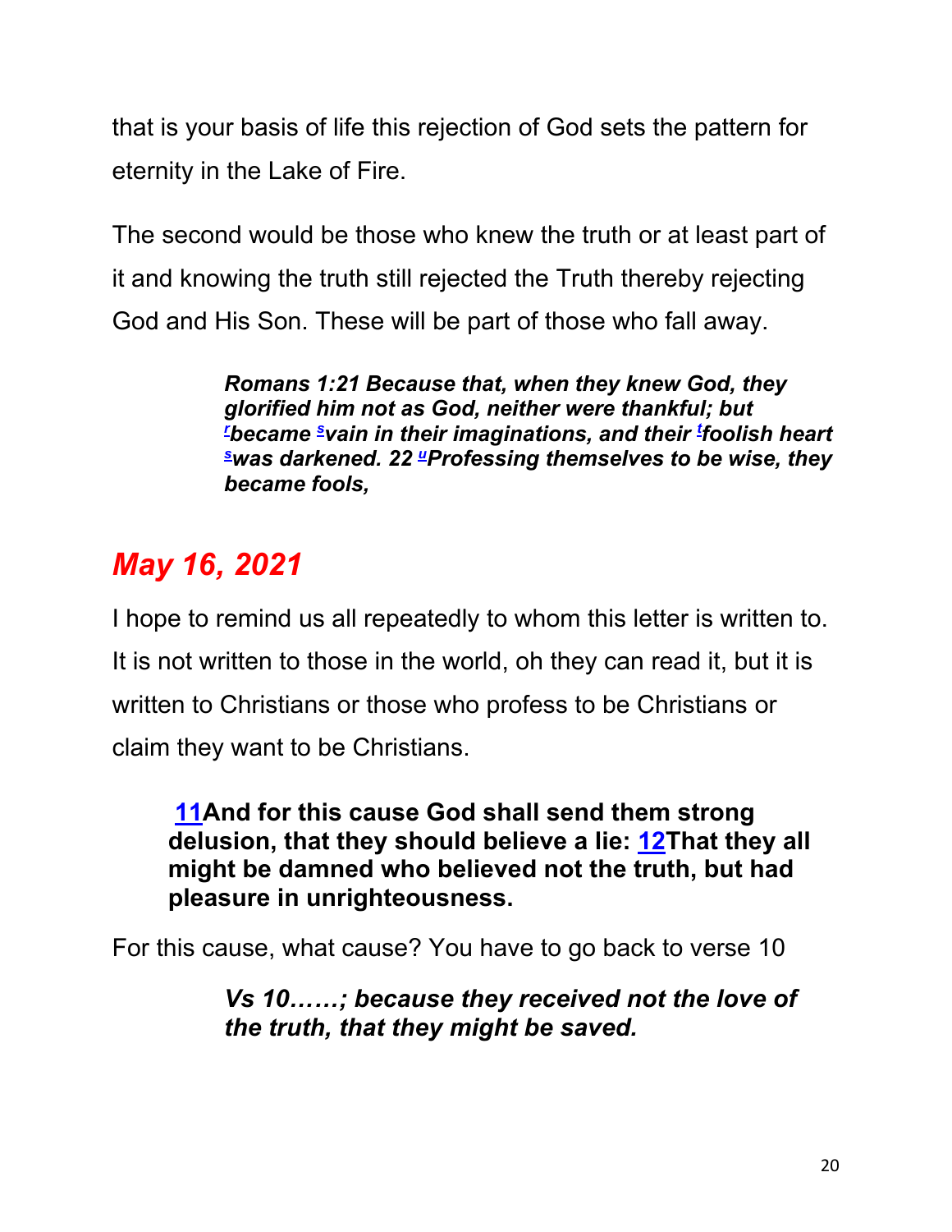that is your basis of life this rejection of God sets the pattern for eternity in the Lake of Fire.

The second would be those who knew the truth or at least part of it and knowing the truth still rejected the Truth thereby rejecting God and His Son. These will be part of those who fall away.

> ***Romans 1:21 Because that, when they knew God, they glorified him not as God, neither were thankful; but [r]became [s]vain in their imaginations, and their [t]foolish heart [s]was darkened. 22 [u]Professing themselves to be wise, they became fools,***

## *May 16, 2021*

I hope to remind us all repeatedly to whom this letter is written to. It is not written to those in the world, oh they can read it, but it is written to Christians or those who profess to be Christians or claim they want to be Christians.

> **11And for this cause God shall send them strong delusion, that they should believe a lie: 12That they all might be damned who believed not the truth, but had pleasure in unrighteousness.**

For this cause, what cause? You have to go back to verse 10

> ***Vs 10……; because they received not the love of the truth, that they might be saved.***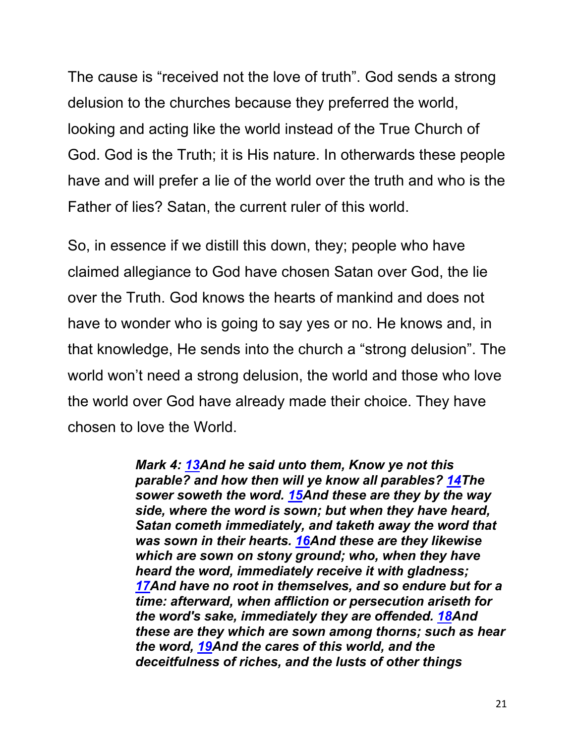The cause is "received not the love of truth". God sends a strong delusion to the churches because they preferred the world, looking and acting like the world instead of the True Church of God. God is the Truth; it is His nature. In otherwards these people have and will prefer a lie of the world over the truth and who is the Father of lies? Satan, the current ruler of this world.

So, in essence if we distill this down, they; people who have claimed allegiance to God have chosen Satan over God, the lie over the Truth. God knows the hearts of mankind and does not have to wonder who is going to say yes or no. He knows and, in that knowledge, He sends into the church a "strong delusion". The world won't need a strong delusion, the world and those who love the world over God have already made their choice. They have chosen to love the World.

> ***Mark 4: 13And he said unto them, Know ye not this parable? and how then will ye know all parables? 14The sower soweth the word. 15And these are they by the way side, where the word is sown; but when they have heard, Satan cometh immediately, and taketh away the word that was sown in their hearts. 16And these are they likewise which are sown on stony ground; who, when they have heard the word, immediately receive it with gladness; 17And have no root in themselves, and so endure but for a time: afterward, when affliction or persecution ariseth for the word's sake, immediately they are offended. 18And these are they which are sown among thorns; such as hear the word, 19And the cares of this world, and the deceitfulness of riches, and the lusts of other things***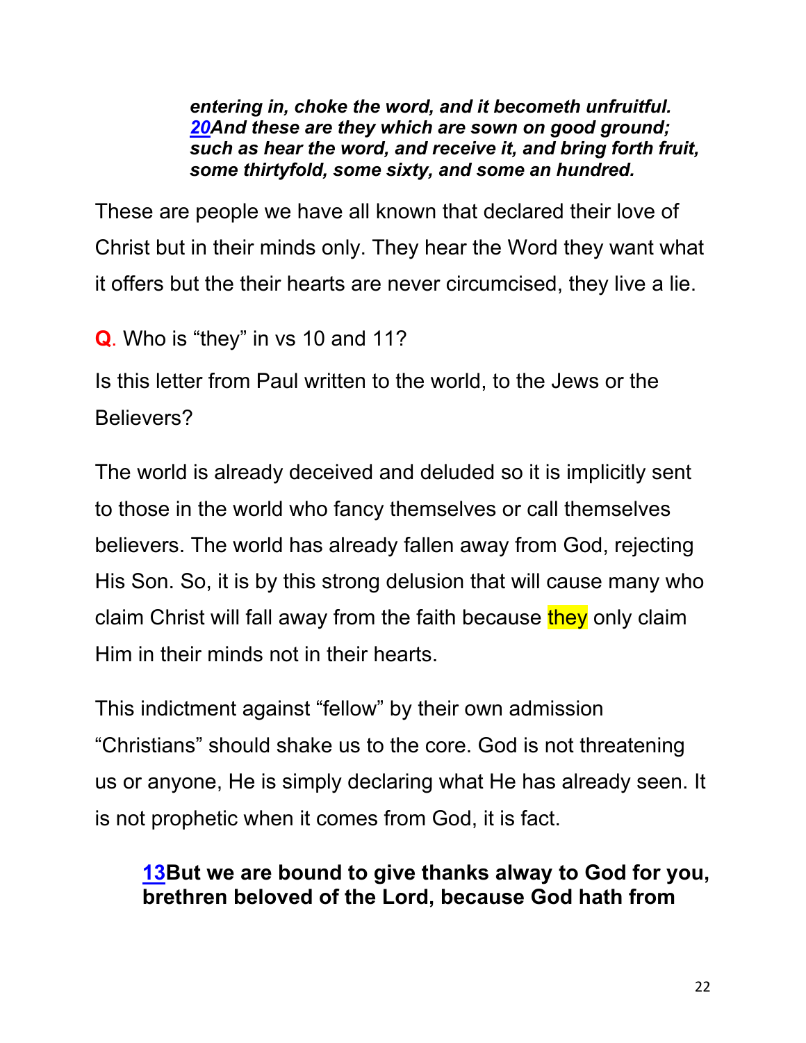> ***entering in, choke the word, and it becometh unfruitful. [20](#)And these are they which are sown on good ground; such as hear the word, and receive it, and bring forth fruit, some thirtyfold, some sixty, and some an hundred.***

These are people we have all known that declared their love of Christ but in their minds only. They hear the Word they want what it offers but the their hearts are never circumcised, they live a lie.

**Q**. Who is "they" in vs 10 and 11?

Is this letter from Paul written to the world, to the Jews or the Believers?

The world is already deceived and deluded so it is implicitly sent to those in the world who fancy themselves or call themselves believers. The world has already fallen away from God, rejecting His Son. So, it is by this strong delusion that will cause many who claim Christ will fall away from the faith because they only claim Him in their minds not in their hearts.

This indictment against "fellow" by their own admission "Christians" should shake us to the core. God is not threatening us or anyone, He is simply declaring what He has already seen. It is not prophetic when it comes from God, it is fact.

> **[13](#)But we are bound to give thanks alway to God for you, brethren beloved of the Lord, because God hath from**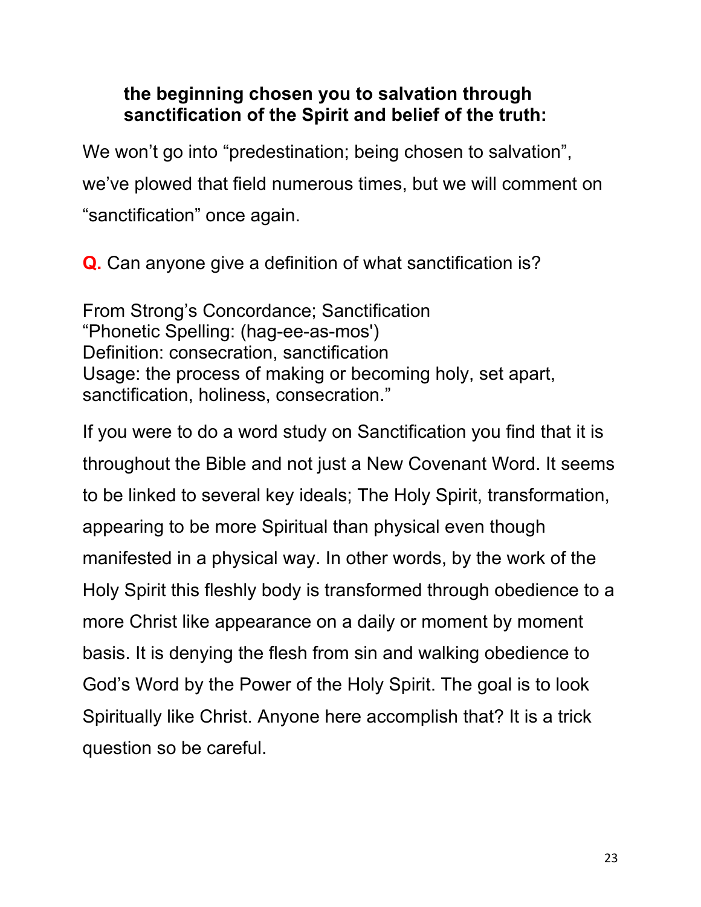**the beginning chosen you to salvation through sanctification of the Spirit and belief of the truth:**

We won't go into "predestination; being chosen to salvation", we've plowed that field numerous times, but we will comment on "sanctification" once again.

**Q.** Can anyone give a definition of what sanctification is?

From Strong's Concordance; Sanctification
"Phonetic Spelling: (hag-ee-as-mos')
Definition: consecration, sanctification
Usage: the process of making or becoming holy, set apart, sanctification, holiness, consecration."

If you were to do a word study on Sanctification you find that it is throughout the Bible and not just a New Covenant Word. It seems to be linked to several key ideals; The Holy Spirit, transformation, appearing to be more Spiritual than physical even though manifested in a physical way. In other words, by the work of the Holy Spirit this fleshly body is transformed through obedience to a more Christ like appearance on a daily or moment by moment basis. It is denying the flesh from sin and walking obedience to God's Word by the Power of the Holy Spirit. The goal is to look Spiritually like Christ. Anyone here accomplish that? It is a trick question so be careful.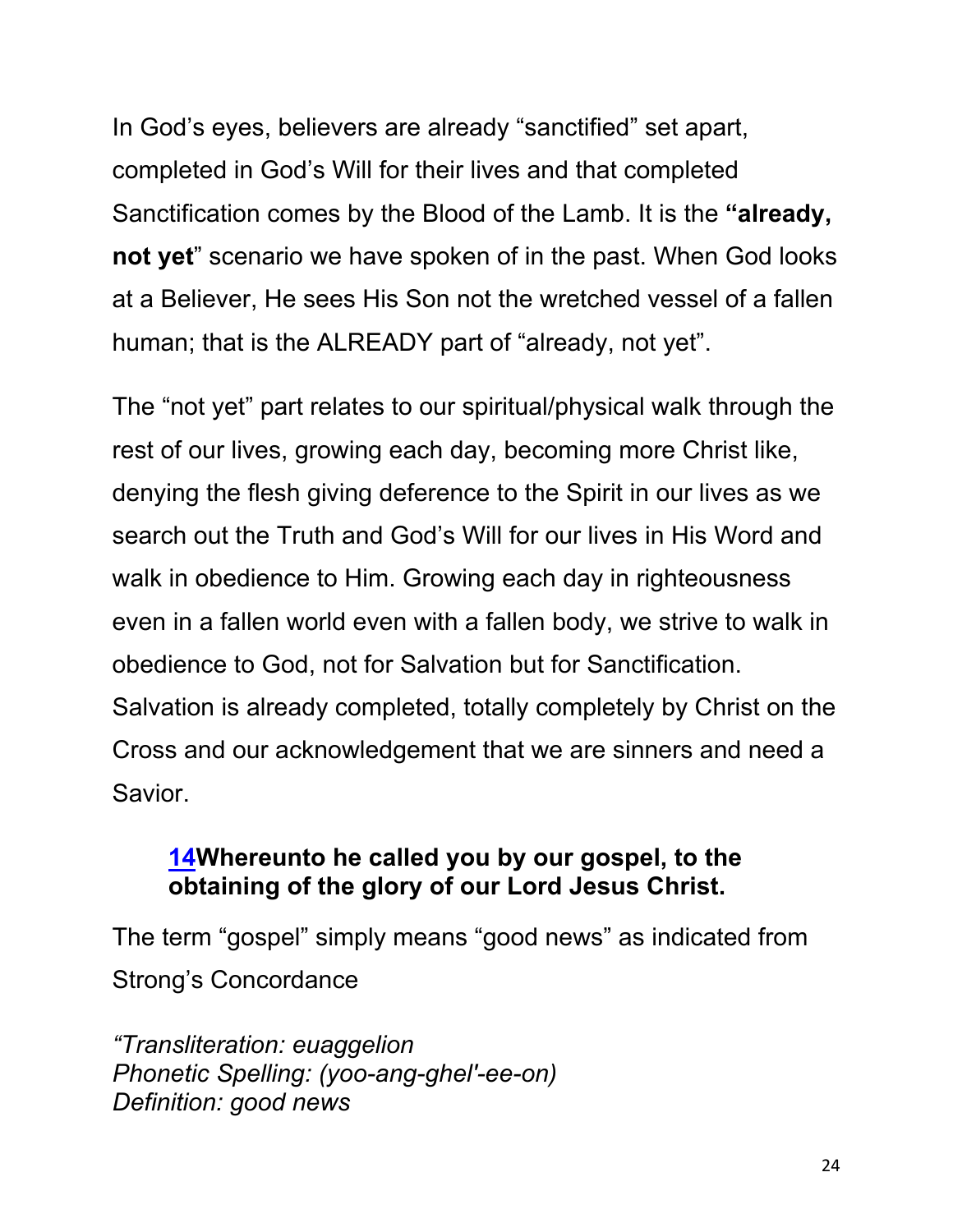In God's eyes, believers are already "sanctified" set apart, completed in God's Will for their lives and that completed Sanctification comes by the Blood of the Lamb. It is the **"already, not yet"** scenario we have spoken of in the past. When God looks at a Believer, He sees His Son not the wretched vessel of a fallen human; that is the ALREADY part of "already, not yet".

The "not yet" part relates to our spiritual/physical walk through the rest of our lives, growing each day, becoming more Christ like, denying the flesh giving deference to the Spirit in our lives as we search out the Truth and God's Will for our lives in His Word and walk in obedience to Him. Growing each day in righteousness even in a fallen world even with a fallen body, we strive to walk in obedience to God, not for Salvation but for Sanctification. Salvation is already completed, totally completely by Christ on the Cross and our acknowledgement that we are sinners and need a Savior.

> **14Whereunto he called you by our gospel, to the obtaining of the glory of our Lord Jesus Christ.**

The term "gospel" simply means "good news" as indicated from Strong's Concordance

*"Transliteration: euaggelion*
*Phonetic Spelling: (yoo-ang-ghel'-ee-on)*
*Definition: good news*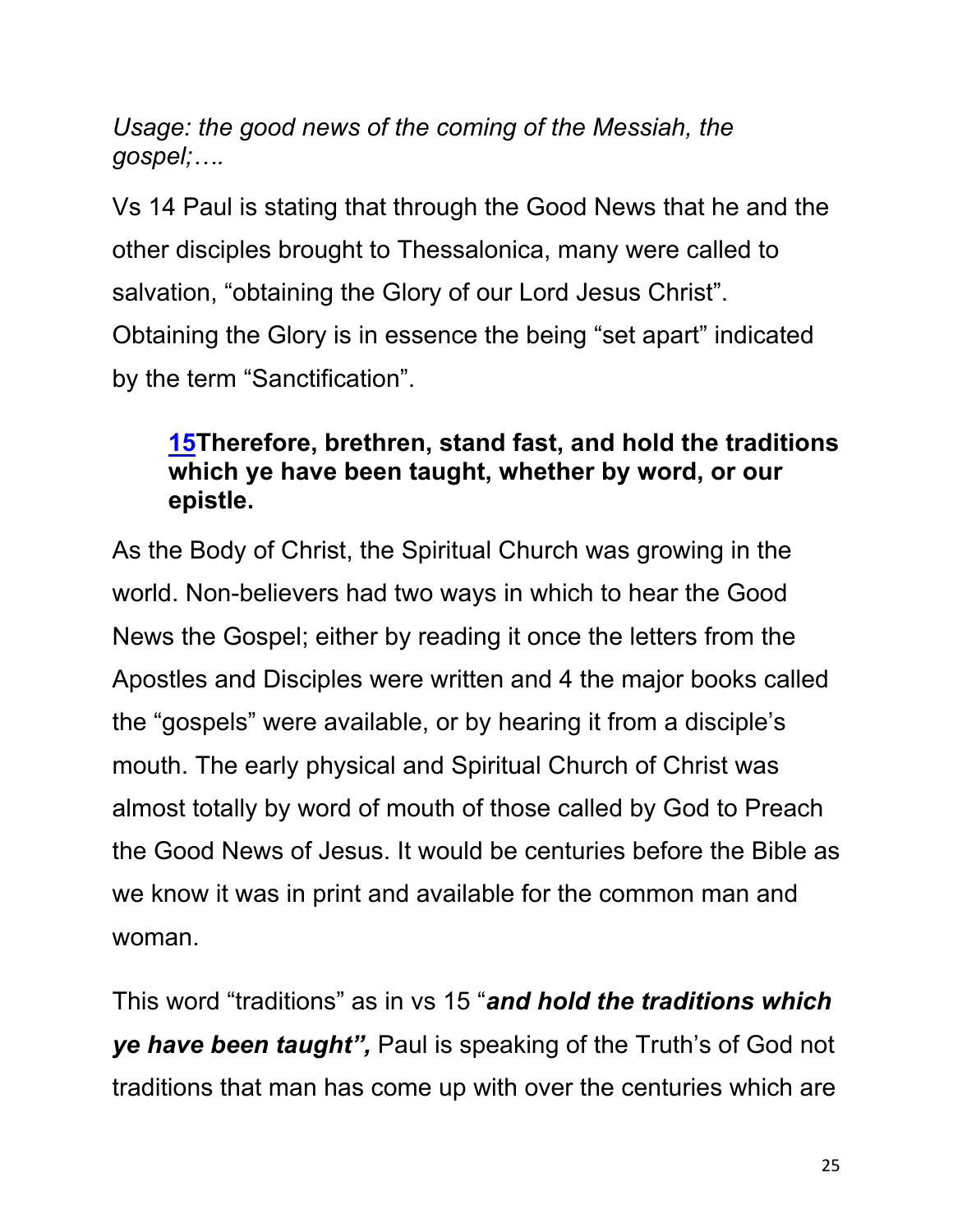*Usage: the good news of the coming of the Messiah, the gospel;….*

Vs 14 Paul is stating that through the Good News that he and the other disciples brought to Thessalonica, many were called to salvation, "obtaining the Glory of our Lord Jesus Christ". Obtaining the Glory is in essence the being "set apart" indicated by the term "Sanctification".

> **15Therefore, brethren, stand fast, and hold the traditions which ye have been taught, whether by word, or our epistle.**

As the Body of Christ, the Spiritual Church was growing in the world. Non-believers had two ways in which to hear the Good News the Gospel; either by reading it once the letters from the Apostles and Disciples were written and 4 the major books called the "gospels" were available, or by hearing it from a disciple's mouth. The early physical and Spiritual Church of Christ was almost totally by word of mouth of those called by God to Preach the Good News of Jesus. It would be centuries before the Bible as we know it was in print and available for the common man and woman.

This word "traditions" as in vs 15 "***and hold the traditions which ye have been taught",*** Paul is speaking of the Truth's of God not traditions that man has come up with over the centuries which are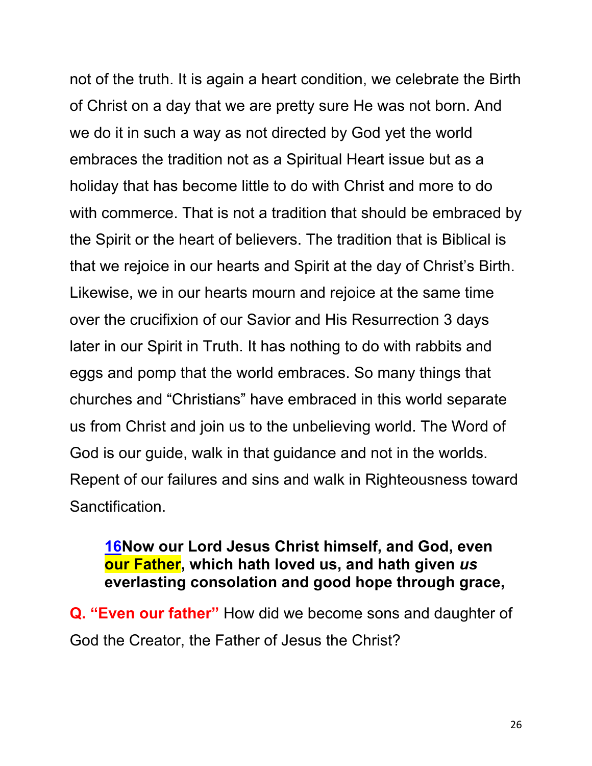not of the truth. It is again a heart condition, we celebrate the Birth of Christ on a day that we are pretty sure He was not born. And we do it in such a way as not directed by God yet the world embraces the tradition not as a Spiritual Heart issue but as a holiday that has become little to do with Christ and more to do with commerce. That is not a tradition that should be embraced by the Spirit or the heart of believers. The tradition that is Biblical is that we rejoice in our hearts and Spirit at the day of Christ's Birth. Likewise, we in our hearts mourn and rejoice at the same time over the crucifixion of our Savior and His Resurrection 3 days later in our Spirit in Truth. It has nothing to do with rabbits and eggs and pomp that the world embraces. So many things that churches and "Christians" have embraced in this world separate us from Christ and join us to the unbelieving world. The Word of God is our guide, walk in that guidance and not in the worlds. Repent of our failures and sins and walk in Righteousness toward Sanctification.

> **16Now our Lord Jesus Christ himself, and God, even our Father, which hath loved us, and hath given *us* everlasting consolation and good hope through grace,**

**Q. "Even our father"** How did we become sons and daughter of God the Creator, the Father of Jesus the Christ?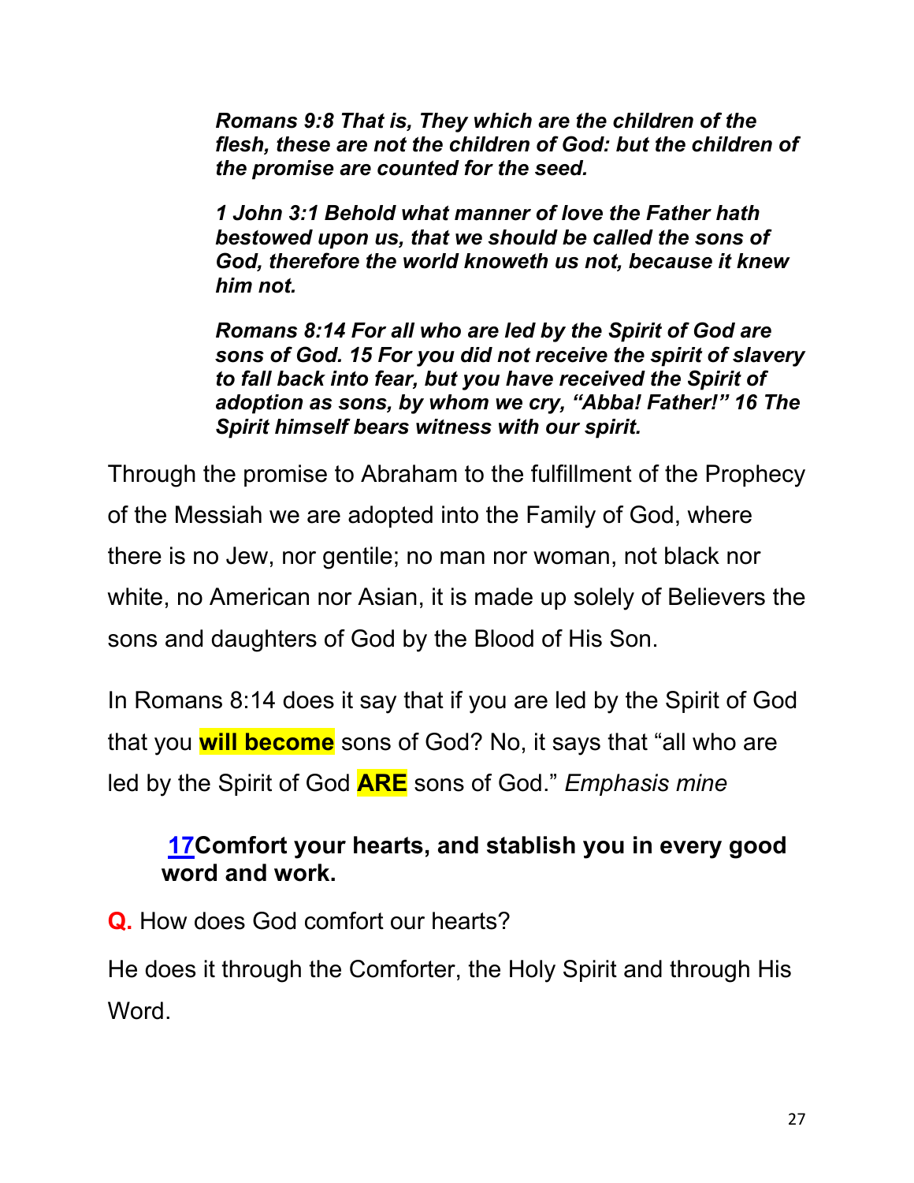***Romans 9:8 That is, They which are the children of the flesh, these are not the children of God: but the children of the promise are counted for the seed.***

***1 John 3:1 Behold what manner of love the Father hath bestowed upon us, that we should be called the sons of God, therefore the world knoweth us not, because it knew him not.***

***Romans 8:14 For all who are led by the Spirit of God are sons of God. 15 For you did not receive the spirit of slavery to fall back into fear, but you have received the Spirit of adoption as sons, by whom we cry, "Abba! Father!" 16 The Spirit himself bears witness with our spirit.***

Through the promise to Abraham to the fulfillment of the Prophecy of the Messiah we are adopted into the Family of God, where there is no Jew, nor gentile; no man nor woman, not black nor white, no American nor Asian, it is made up solely of Believers the sons and daughters of God by the Blood of His Son.

In Romans 8:14 does it say that if you are led by the Spirit of God that you **will become** sons of God? No, it says that "all who are led by the Spirit of God **ARE** sons of God." *Emphasis mine*

**17Comfort your hearts, and stablish you in every good word and work.**

**Q.** How does God comfort our hearts?

He does it through the Comforter, the Holy Spirit and through His Word.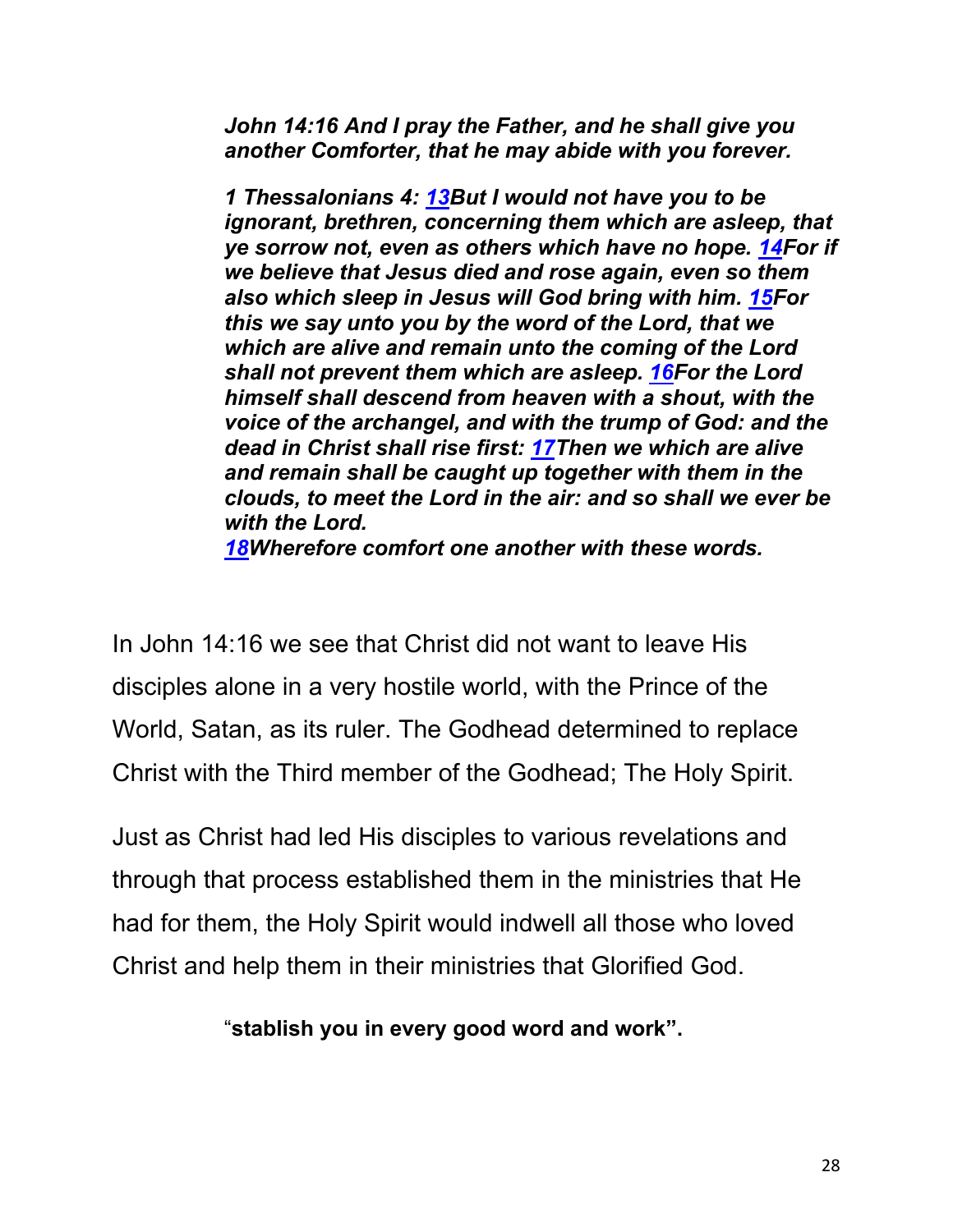***John 14:16 And I pray the Father, and he shall give you another Comforter, that he may abide with you forever.***

***1 Thessalonians 4: 13But I would not have you to be ignorant, brethren, concerning them which are asleep, that ye sorrow not, even as others which have no hope. 14For if we believe that Jesus died and rose again, even so them also which sleep in Jesus will God bring with him. 15For this we say unto you by the word of the Lord, that we which are alive and remain unto the coming of the Lord shall not prevent them which are asleep. 16For the Lord himself shall descend from heaven with a shout, with the voice of the archangel, and with the trump of God: and the dead in Christ shall rise first: 17Then we which are alive and remain shall be caught up together with them in the clouds, to meet the Lord in the air: and so shall we ever be with the Lord.***
***18Wherefore comfort one another with these words.***

In John 14:16 we see that Christ did not want to leave His disciples alone in a very hostile world, with the Prince of the World, Satan, as its ruler. The Godhead determined to replace Christ with the Third member of the Godhead; The Holy Spirit.

Just as Christ had led His disciples to various revelations and through that process established them in the ministries that He had for them, the Holy Spirit would indwell all those who loved Christ and help them in their ministries that Glorified God.

"**stablish you in every good word and work".**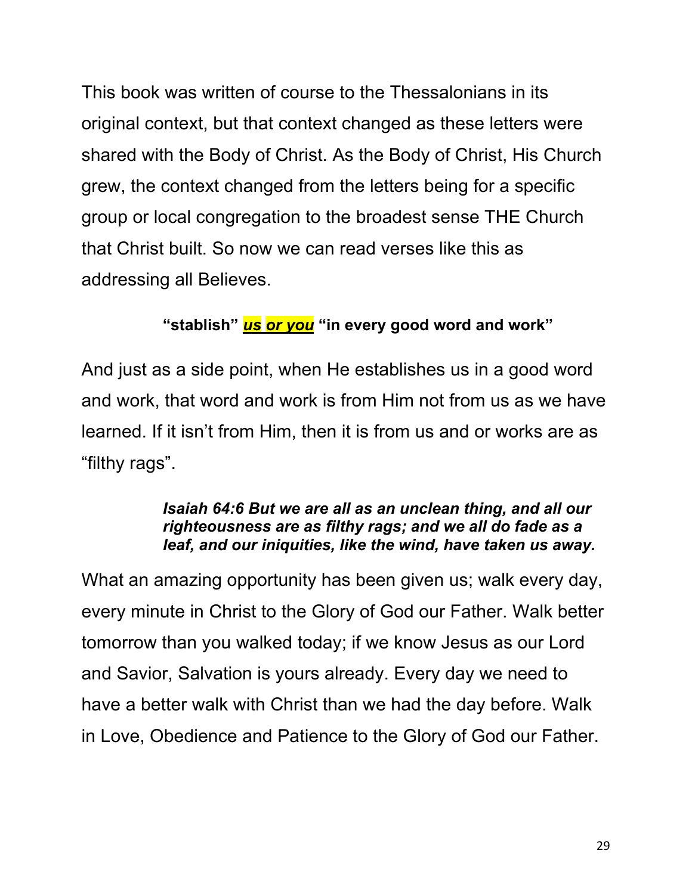This book was written of course to the Thessalonians in its original context, but that context changed as these letters were shared with the Body of Christ. As the Body of Christ, His Church grew, the context changed from the letters being for a specific group or local congregation to the broadest sense THE Church that Christ built. So now we can read verses like this as addressing all Believes.

**"stablish" *<u>us or you</u>* "in every good word and work"**

And just as a side point, when He establishes us in a good word and work, that word and work is from Him not from us as we have learned. If it isn't from Him, then it is from us and or works are as "filthy rags".

> ***Isaiah 64:6 But we are all as an unclean thing, and all our righteousness are as filthy rags; and we all do fade as a leaf, and our iniquities, like the wind, have taken us away.***

What an amazing opportunity has been given us; walk every day, every minute in Christ to the Glory of God our Father. Walk better tomorrow than you walked today; if we know Jesus as our Lord and Savior, Salvation is yours already. Every day we need to have a better walk with Christ than we had the day before. Walk in Love, Obedience and Patience to the Glory of God our Father.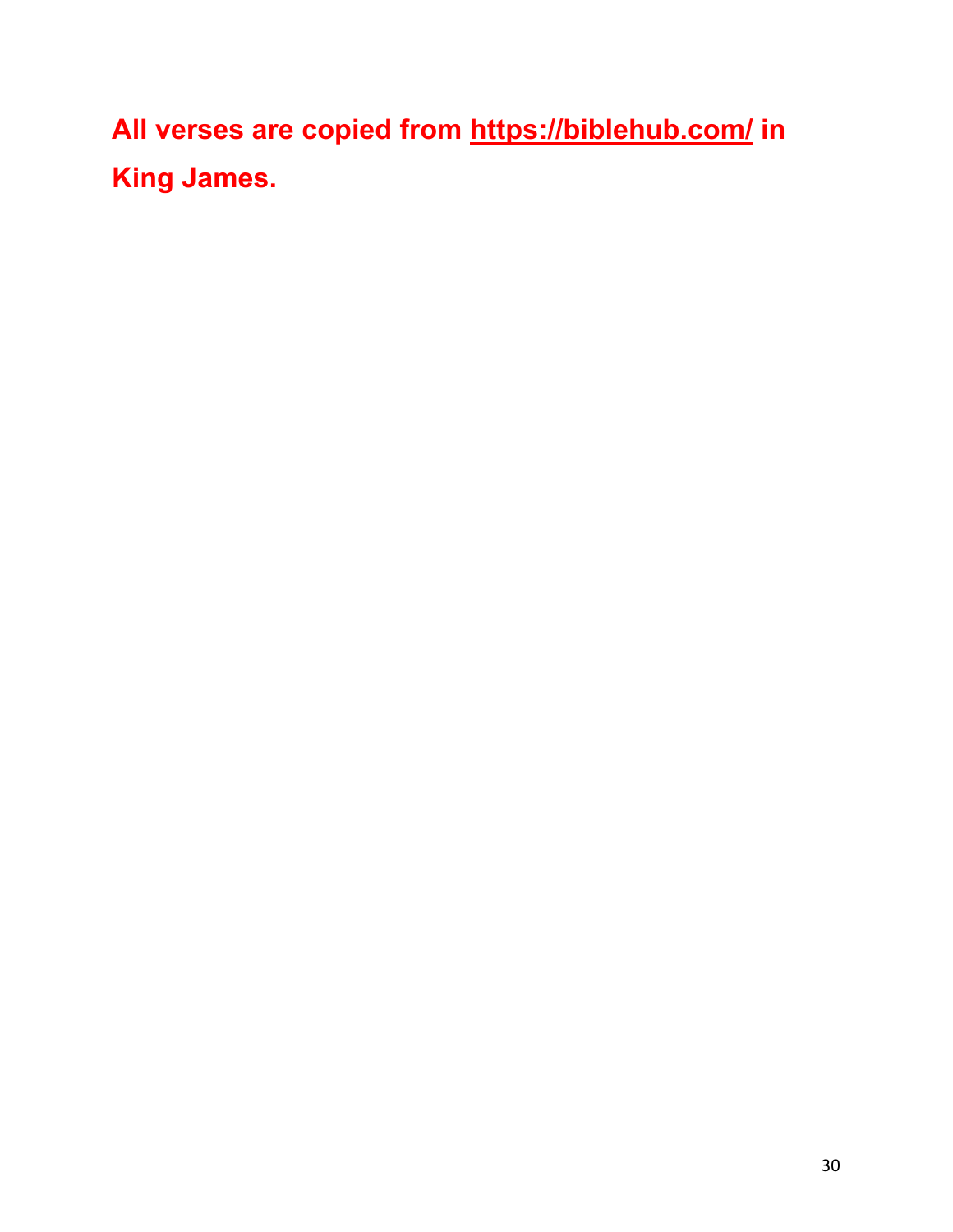**All verses are copied from https://biblehub.com/ in King James.**